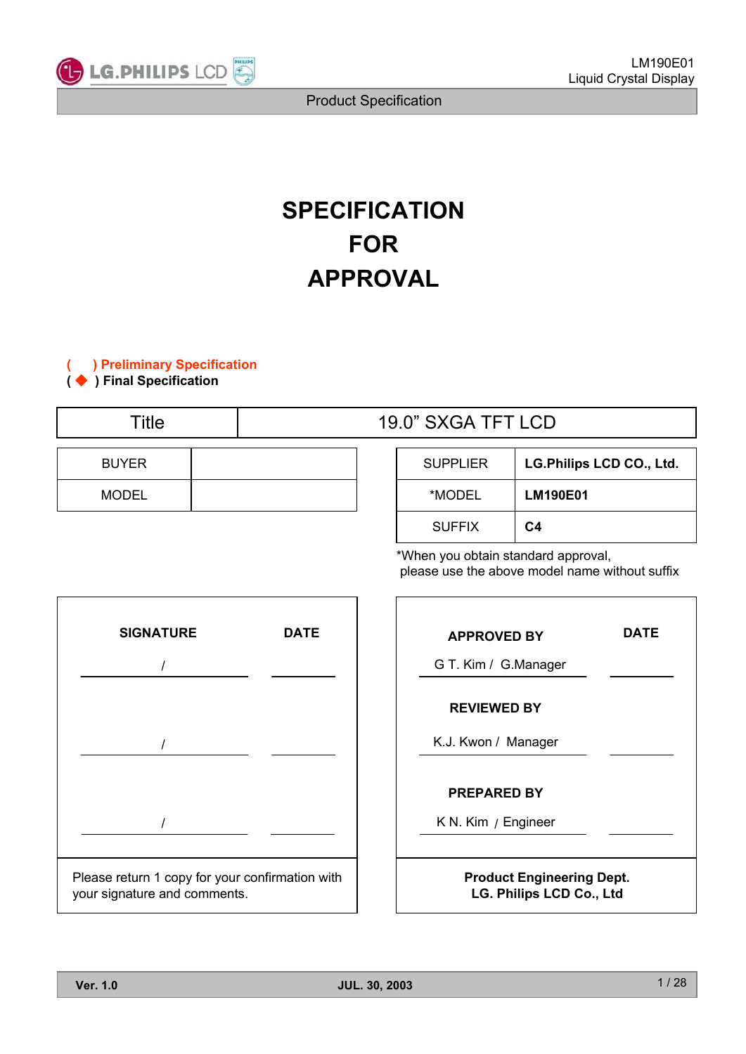# SPECIFICATION
# FOR
# APPROVAL

( ) **Preliminary Specification**
( ◆ ) **Final Specification**

| Title | 19.0" SXGA TFT LCD |
|---|---|

| BUYER | |
|---|---|
| MODEL | |

| SUPPLIER | **LG.Philips LCD CO., Ltd.** |
|---|---|
| *MODEL | **LM190E01** |
| SUFFIX | **C4** |

*When you obtain standard approval, please use the above model name without suffix

| SIGNATURE | DATE |
|---|---|
| / | |
| / | |
| / | |

Please return 1 copy for your confirmation with your signature and comments.

| | DATE |
|---|---|
| **APPROVED BY** | |
| G T. Kim / G.Manager | |
| **REVIEWED BY** | |
| K.J. Kwon / Manager | |
| **PREPARED BY** | |
| K N. Kim / Engineer | |

**Product Engineering Dept.**
**LG. Philips LCD Co., Ltd**

**Ver. 1.0** **JUL. 30, 2003**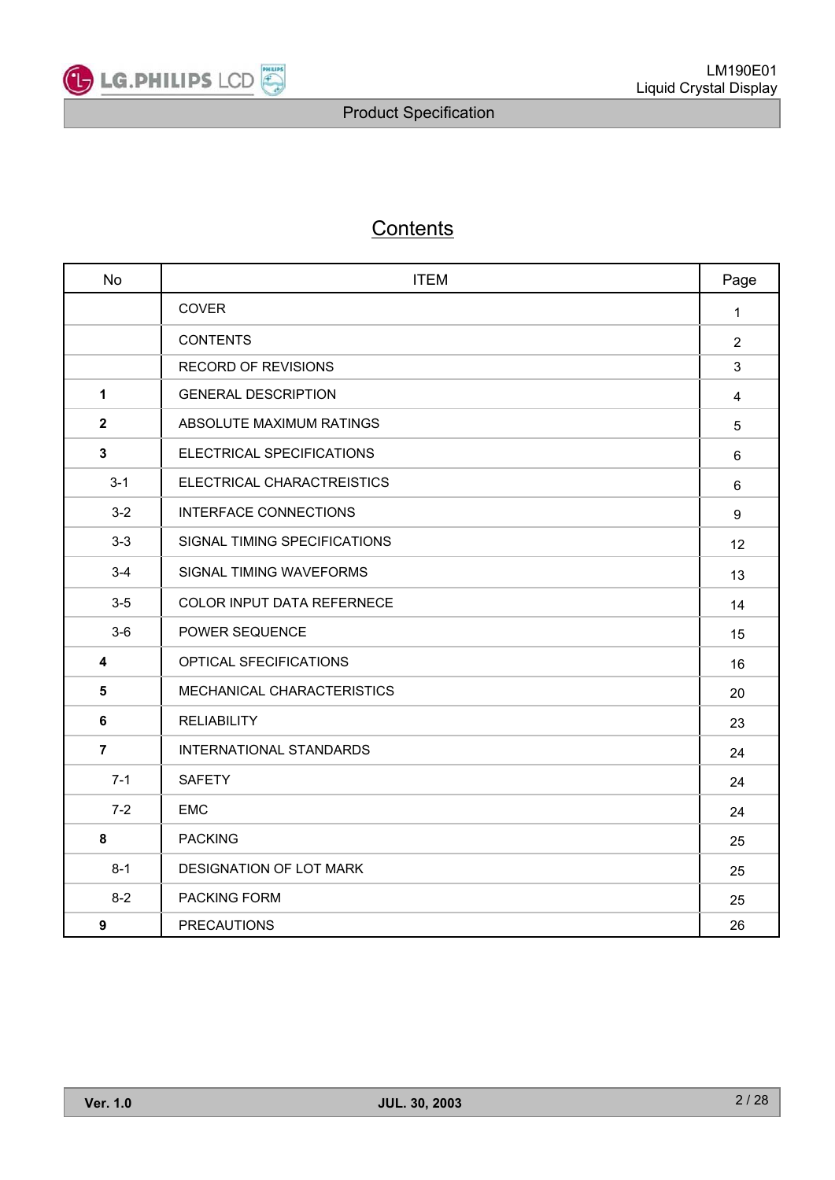# Contents

| No | ITEM | Page |
|---|---|---|
| | COVER | 1 |
| | CONTENTS | 2 |
| | RECORD OF REVISIONS | 3 |
| **1** | GENERAL DESCRIPTION | 4 |
| **2** | ABSOLUTE MAXIMUM RATINGS | 5 |
| **3** | ELECTRICAL SPECIFICATIONS | 6 |
| 3-1 | ELECTRICAL CHARACTREISTICS | 6 |
| 3-2 | INTERFACE CONNECTIONS | 9 |
| 3-3 | SIGNAL TIMING SPECIFICATIONS | 12 |
| 3-4 | SIGNAL TIMING WAVEFORMS | 13 |
| 3-5 | COLOR INPUT DATA REFERNECE | 14 |
| 3-6 | POWER SEQUENCE | 15 |
| **4** | OPTICAL SFECIFICATIONS | 16 |
| **5** | MECHANICAL CHARACTERISTICS | 20 |
| **6** | RELIABILITY | 23 |
| **7** | INTERNATIONAL STANDARDS | 24 |
| 7-1 | SAFETY | 24 |
| 7-2 | EMC | 24 |
| **8** | PACKING | 25 |
| 8-1 | DESIGNATION OF LOT MARK | 25 |
| 8-2 | PACKING FORM | 25 |
| **9** | PRECAUTIONS | 26 |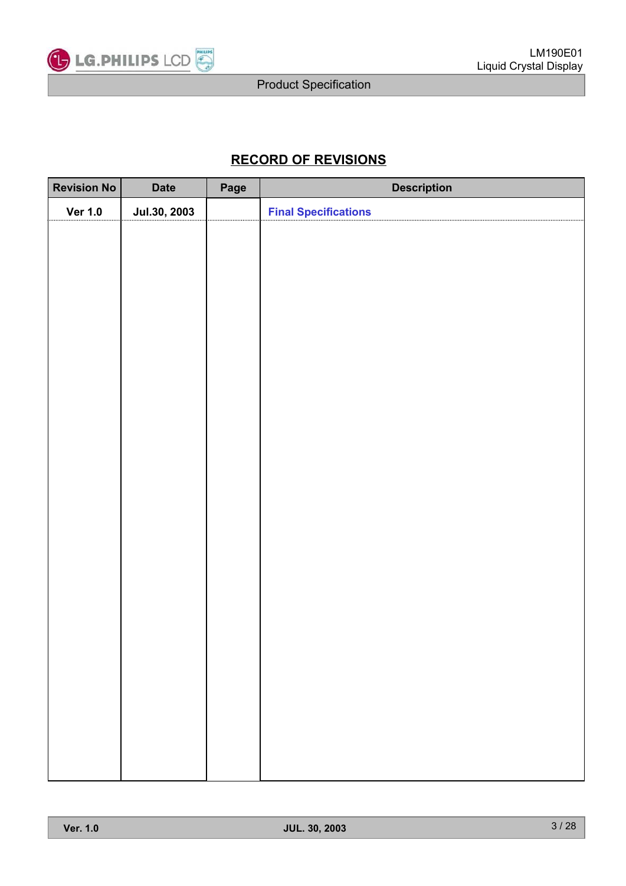# RECORD OF REVISIONS

| Revision No | Date | Page | Description |
| --- | --- | --- | --- |
| Ver 1.0 | Jul.30, 2003 | | Final Specifications |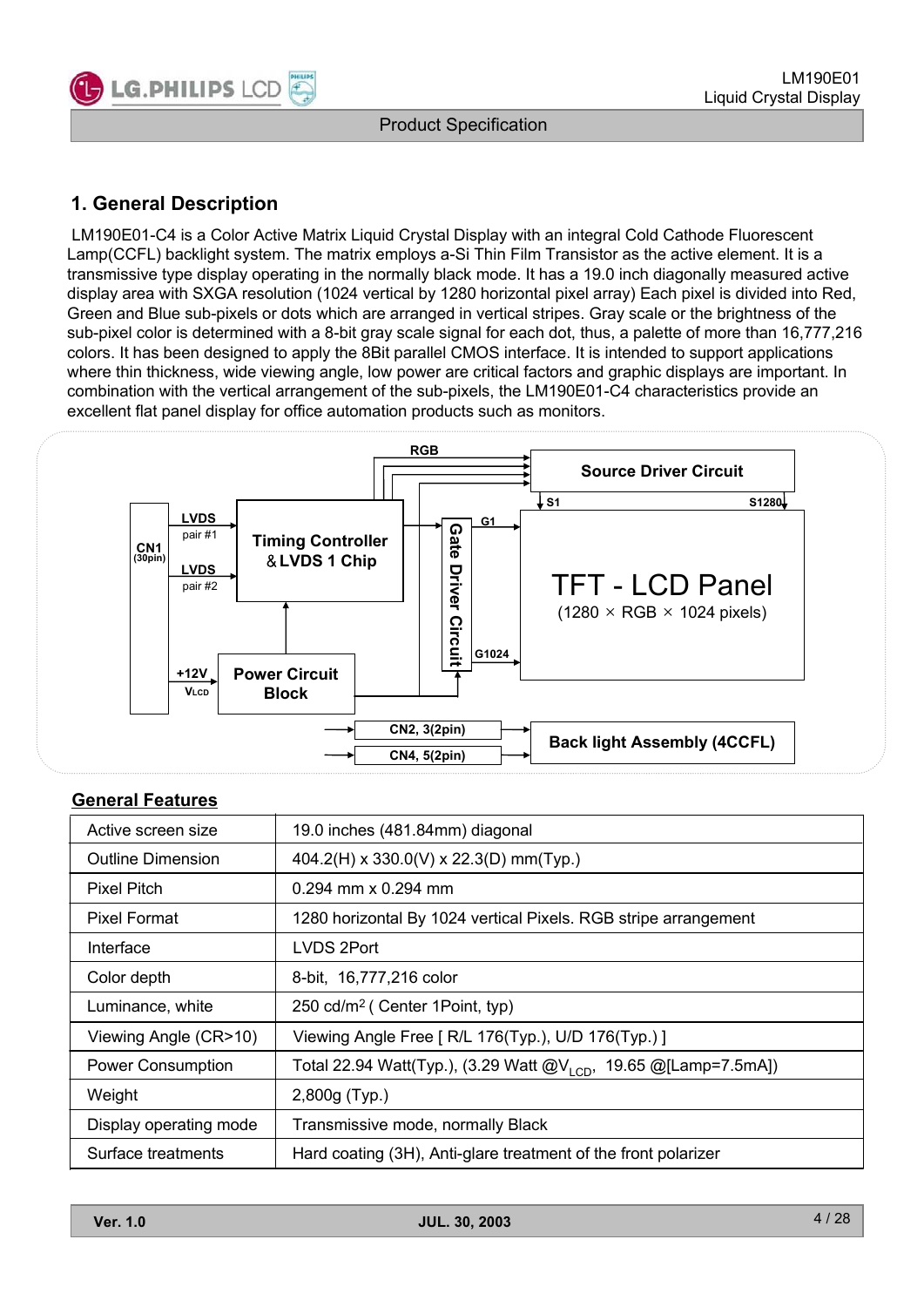## 1. General Description

LM190E01-C4 is a Color Active Matrix Liquid Crystal Display with an integral Cold Cathode Fluorescent Lamp(CCFL) backlight system. The matrix employs a-Si Thin Film Transistor as the active element. It is a transmissive type display operating in the normally black mode. It has a 19.0 inch diagonally measured active display area with SXGA resolution (1024 vertical by 1280 horizontal pixel array) Each pixel is divided into Red, Green and Blue sub-pixels or dots which are arranged in vertical stripes. Gray scale or the brightness of the sub-pixel color is determined with a 8-bit gray scale signal for each dot, thus, a palette of more than 16,777,216 colors. It has been designed to apply the 8Bit parallel CMOS interface. It is intended to support applications where thin thickness, wide viewing angle, low power are critical factors and graphic displays are important. In combination with the vertical arrangement of the sub-pixels, the LM190E01-C4 characteristics provide an excellent flat panel display for office automation products such as monitors.

CN1 (30pin) — LVDS pair #1, LVDS pair #2 → Timing Controller & LVDS 1 Chip; +12V $V_{LCD}$ → Power Circuit Block

RGB → Source Driver Circuit (S1 … S1280)

Gate Driver Circuit (G1 … G1024)

TFT - LCD Panel (1280 × RGB × 1024 pixels)

CN2, 3(2pin), CN4, 5(2pin) → Back light Assembly (4CCFL)

### General Features

| | |
|---|---|
| Active screen size | 19.0 inches (481.84mm) diagonal |
| Outline Dimension | 404.2(H) x 330.0(V) x 22.3(D) mm(Typ.) |
| Pixel Pitch | 0.294 mm x 0.294 mm |
| Pixel Format | 1280 horizontal By 1024 vertical Pixels. RGB stripe arrangement |
| Interface | LVDS 2Port |
| Color depth | 8-bit, 16,777,216 color |
| Luminance, white | 250 cd/m$^2$ ( Center 1Point, typ) |
| Viewing Angle (CR>10) | Viewing Angle Free [ R/L 176(Typ.), U/D 176(Typ.) ] |
| Power Consumption | Total 22.94 Watt(Typ.), (3.29 Watt @$V_{LCD}$, 19.65 @[Lamp=7.5mA]) |
| Weight | 2,800g (Typ.) |
| Display operating mode | Transmissive mode, normally Black |
| Surface treatments | Hard coating (3H), Anti-glare treatment of the front polarizer |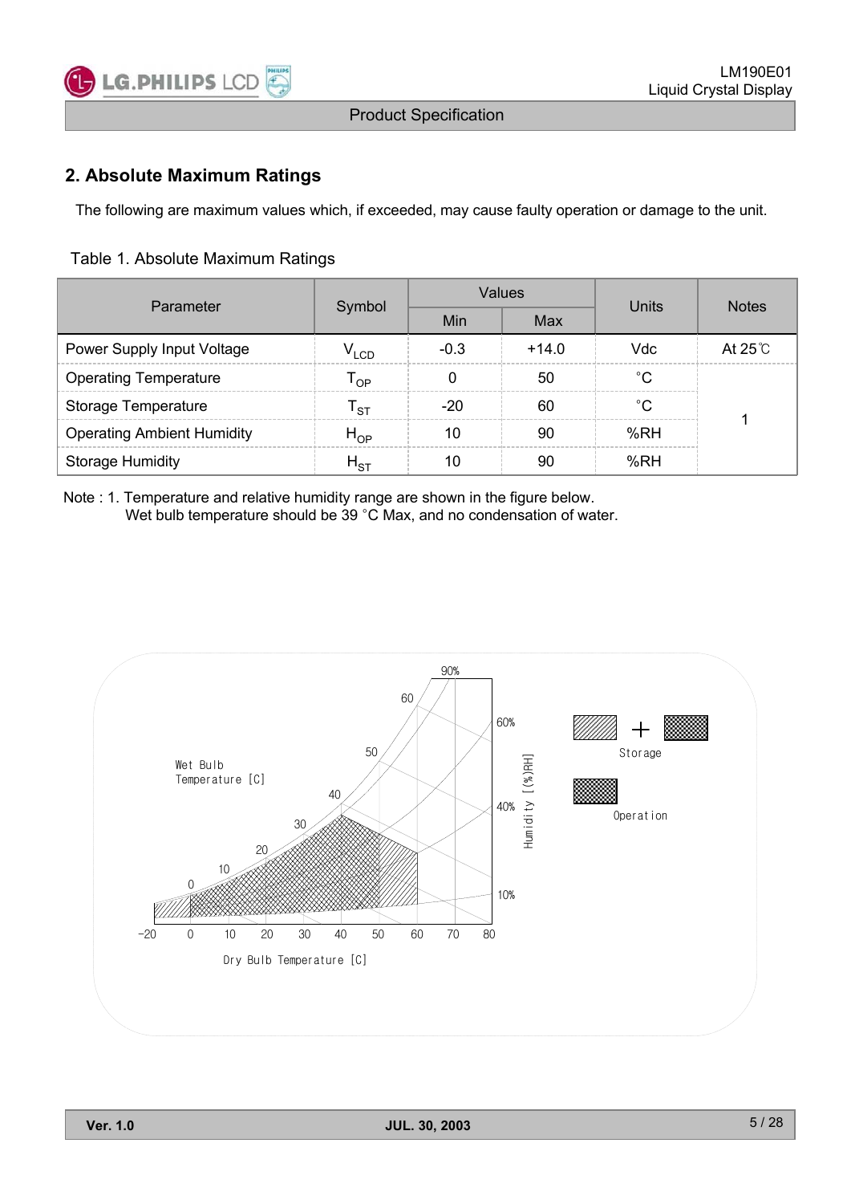## 2. Absolute Maximum Ratings

The following are maximum values which, if exceeded, may cause faulty operation or damage to the unit.

Table 1. Absolute Maximum Ratings

| Parameter | Symbol | Values | | Units | Notes |
|---|---|---|---|---|---|
| | | Min | Max | | |
| Power Supply Input Voltage | $V_{LCD}$ | -0.3 | +14.0 | Vdc | At 25℃ |
| Operating Temperature | $T_{OP}$ | 0 | 50 | °C | 1 |
| Storage Temperature | $T_{ST}$ | -20 | 60 | °C | 1 |
| Operating Ambient Humidity | $H_{OP}$ | 10 | 90 | %RH | 1 |
| Storage Humidity | $H_{ST}$ | 10 | 90 | %RH | 1 |

Note : 1. Temperature and relative humidity range are shown in the figure below.
Wet bulb temperature should be 39 °C Max, and no condensation of water.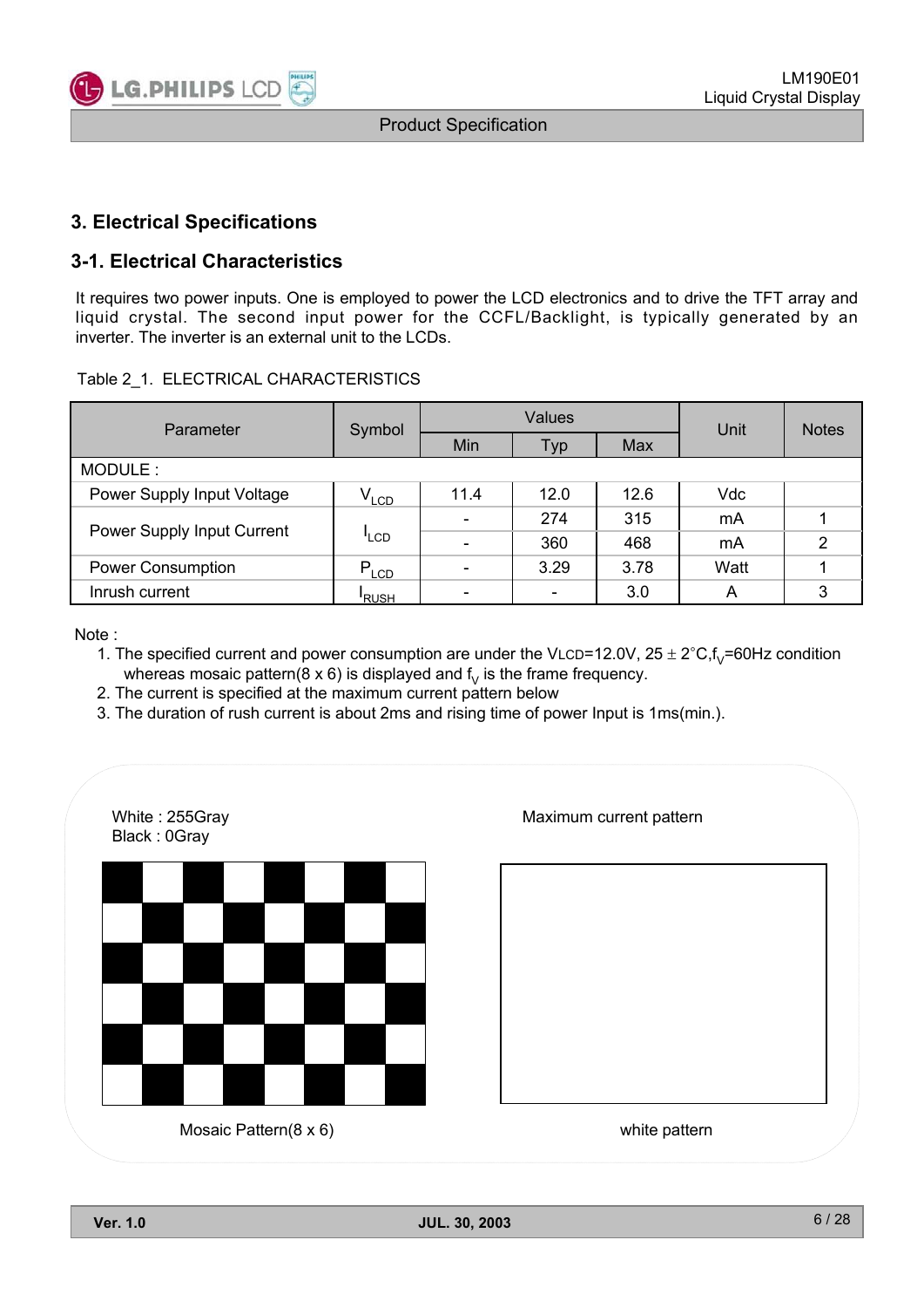## 3. Electrical Specifications

### 3-1. Electrical Characteristics

It requires two power inputs. One is employed to power the LCD electronics and to drive the TFT array and liquid crystal. The second input power for the CCFL/Backlight, is typically generated by an inverter. The inverter is an external unit to the LCDs.

Table 2_1. ELECTRICAL CHARACTERISTICS

| Parameter | Symbol | Values | | | Unit | Notes |
|---|---|---|---|---|---|---|
| | | Min | Typ | Max | | |
| MODULE : | | | | | | |
| Power Supply Input Voltage | $V_{LCD}$ | 11.4 | 12.0 | 12.6 | Vdc | |
| Power Supply Input Current | $I_{LCD}$ | - | 274 | 315 | mA | 1 |
| | | - | 360 | 468 | mA | 2 |
| Power Consumption | $P_{LCD}$ | - | 3.29 | 3.78 | Watt | 1 |
| Inrush current | $I_{RUSH}$ | - | - | 3.0 | A | 3 |

Note :

1. The specified current and power consumption are under the $V_{LCD}$=12.0V, 25 ± 2°C, $f_V$=60Hz condition whereas mosaic pattern(8 x 6) is displayed and $f_V$ is the frame frequency.
2. The current is specified at the maximum current pattern below
3. The duration of rush current is about 2ms and rising time of power Input is 1ms(min.).

White : 255Gray
Black : 0Gray

Mosaic Pattern(8 x 6)

Maximum current pattern

white pattern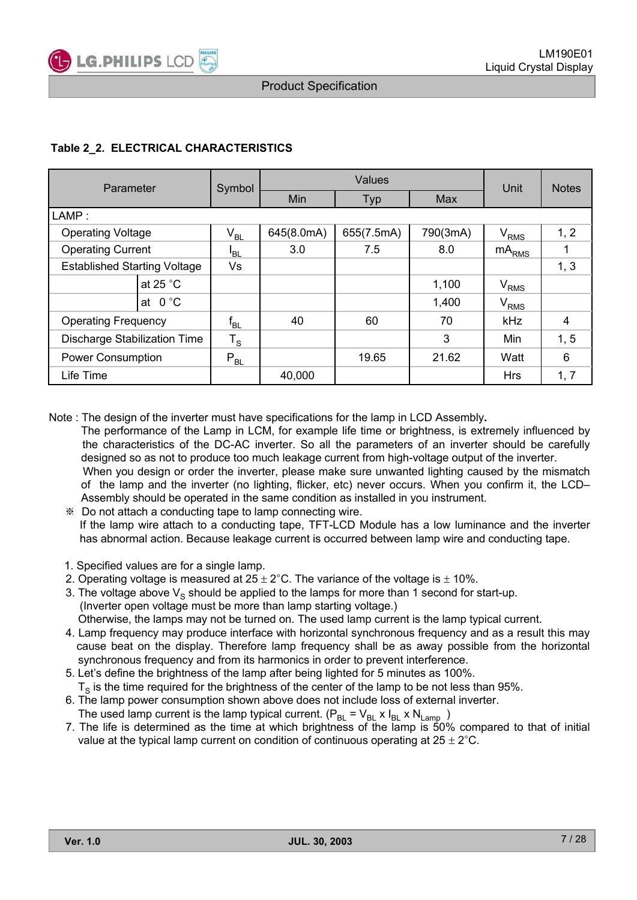#### Table 2_2. ELECTRICAL CHARACTERISTICS

| Parameter | | Symbol | Values | | | Unit | Notes |
|---|---|---|---|---|---|---|---|
| | | | Min | Typ | Max | | |
| LAMP : | | | | | | | |
| Operating Voltage | | $V_{BL}$ | 645(8.0mA) | 655(7.5mA) | 790(3mA) | $V_{RMS}$ | 1, 2 |
| Operating Current | | $I_{BL}$ | 3.0 | 7.5 | 8.0 | $mA_{RMS}$ | 1 |
| Established Starting Voltage | | Vs | | | | | 1, 3 |
| | at 25 °C | | | | 1,100 | $V_{RMS}$ | |
| | at 0 °C | | | | 1,400 | $V_{RMS}$ | |
| Operating Frequency | | $f_{BL}$ | 40 | 60 | 70 | kHz | 4 |
| Discharge Stabilization Time | | $T_S$ | | | 3 | Min | 1, 5 |
| Power Consumption | | $P_{BL}$ | | 19.65 | 21.62 | Watt | 6 |
| Life Time | | | 40,000 | | | Hrs | 1, 7 |

Note : The design of the inverter must have specifications for the lamp in LCD Assembly.
The performance of the Lamp in LCM, for example life time or brightness, is extremely influenced by the characteristics of the DC-AC inverter. So all the parameters of an inverter should be carefully designed so as not to produce too much leakage current from high-voltage output of the inverter.
When you design or order the inverter, please make sure unwanted lighting caused by the mismatch of the lamp and the inverter (no lighting, flicker, etc) never occurs. When you confirm it, the LCD– Assembly should be operated in the same condition as installed in you instrument.

※ Do not attach a conducting tape to lamp connecting wire.
If the lamp wire attach to a conducting tape, TFT-LCD Module has a low luminance and the inverter has abnormal action. Because leakage current is occurred between lamp wire and conducting tape.

1. Specified values are for a single lamp.
2. Operating voltage is measured at 25 ± 2°C. The variance of the voltage is ± 10%.
3. The voltage above $V_S$ should be applied to the lamps for more than 1 second for start-up.
   (Inverter open voltage must be more than lamp starting voltage.)
   Otherwise, the lamps may not be turned on. The used lamp current is the lamp typical current.
4. Lamp frequency may produce interface with horizontal synchronous frequency and as a result this may cause beat on the display. Therefore lamp frequency shall be as away possible from the horizontal synchronous frequency and from its harmonics in order to prevent interference.
5. Let's define the brightness of the lamp after being lighted for 5 minutes as 100%.
   $T_S$ is the time required for the brightness of the center of the lamp to be not less than 95%.
6. The lamp power consumption shown above does not include loss of external inverter.
   The used lamp current is the lamp typical current. ($P_{BL} = V_{BL} \times I_{BL} \times N_{Lamp}$ )
7. The life is determined as the time at which brightness of the lamp is 50% compared to that of initial value at the typical lamp current on condition of continuous operating at 25 ± 2°C.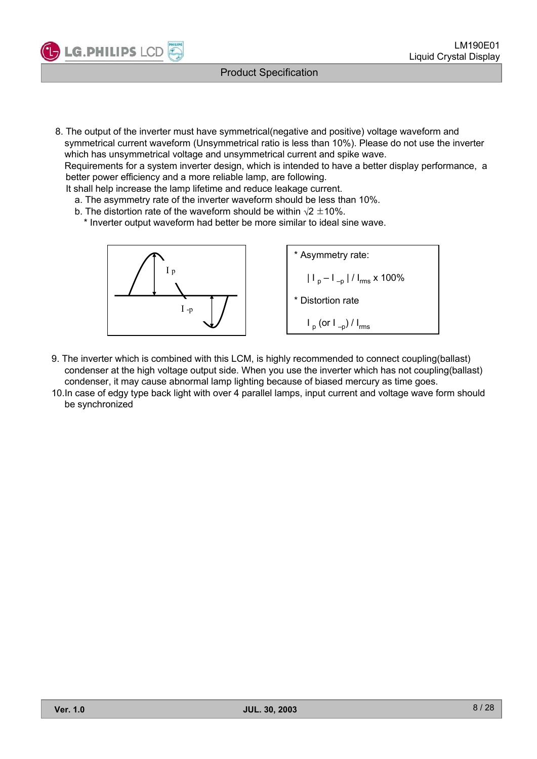8. The output of the inverter must have symmetrical(negative and positive) voltage waveform and symmetrical current waveform (Unsymmetrical ratio is less than 10%). Please do not use the inverter which has unsymmetrical voltage and unsymmetrical current and spike wave.
   Requirements for a system inverter design, which is intended to have a better display performance, a better power efficiency and a more reliable lamp, are following.
   It shall help increase the lamp lifetime and reduce leakage current.
   a. The asymmetry rate of the inverter waveform should be less than 10%.
   b. The distortion rate of the waveform should be within $\sqrt{2}$ ±10%.
      * Inverter output waveform had better be more similar to ideal sine wave.

$I_p$

$I_{-p}$

* Asymmetry rate:

  $| I_p - I_{-p} | / I_{rms} \times 100\%$

* Distortion rate

  $I_p$ (or $I_{-p}$) / $I_{rms}$

9. The inverter which is combined with this LCM, is highly recommended to connect coupling(ballast) condenser at the high voltage output side. When you use the inverter which has not coupling(ballast) condenser, it may cause abnormal lamp lighting because of biased mercury as time goes.
10. In case of edgy type back light with over 4 parallel lamps, input current and voltage wave form should be synchronized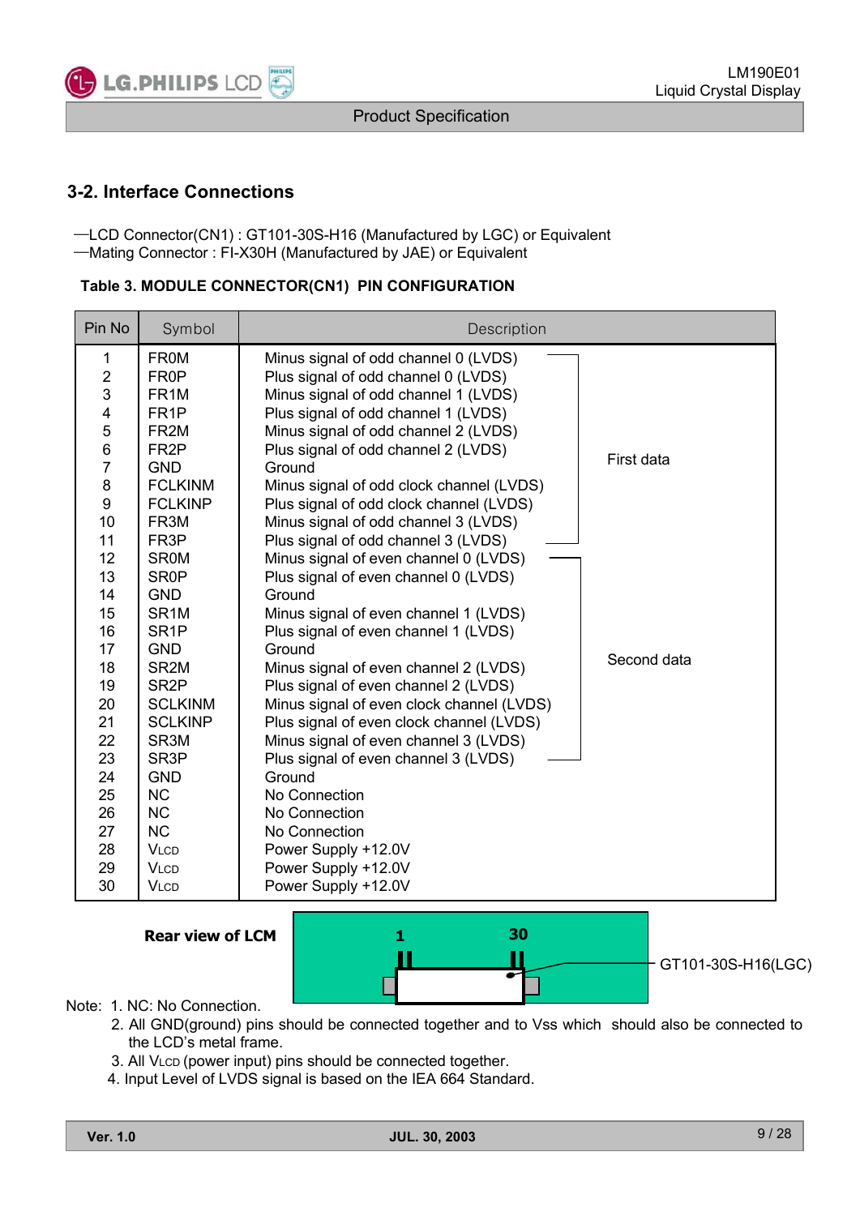## 3-2. Interface Connections

—LCD Connector(CN1) : GT101-30S-H16 (Manufactured by LGC) or Equivalent
—Mating Connector : FI-X30H (Manufactured by JAE) or Equivalent

**Table 3. MODULE CONNECTOR(CN1) PIN CONFIGURATION**

| Pin No | Symbol | Description | |
|---|---|---|---|
| 1 | FR0M | Minus signal of odd channel 0 (LVDS) | First data |
| 2 | FR0P | Plus signal of odd channel 0 (LVDS) | |
| 3 | FR1M | Minus signal of odd channel 1 (LVDS) | |
| 4 | FR1P | Plus signal of odd channel 1 (LVDS) | |
| 5 | FR2M | Minus signal of odd channel 2 (LVDS) | |
| 6 | FR2P | Plus signal of odd channel 2 (LVDS) | |
| 7 | GND | Ground | |
| 8 | FCLKINM | Minus signal of odd clock channel (LVDS) | |
| 9 | FCLKINP | Plus signal of odd clock channel (LVDS) | |
| 10 | FR3M | Minus signal of odd channel 3 (LVDS) | |
| 11 | FR3P | Plus signal of odd channel 3 (LVDS) | |
| 12 | SR0M | Minus signal of even channel 0 (LVDS) | Second data |
| 13 | SR0P | Plus signal of even channel 0 (LVDS) | |
| 14 | GND | Ground | |
| 15 | SR1M | Minus signal of even channel 1 (LVDS) | |
| 16 | SR1P | Plus signal of even channel 1 (LVDS) | |
| 17 | GND | Ground | |
| 18 | SR2M | Minus signal of even channel 2 (LVDS) | |
| 19 | SR2P | Plus signal of even channel 2 (LVDS) | |
| 20 | SCLKINM | Minus signal of even clock channel (LVDS) | |
| 21 | SCLKINP | Plus signal of even clock channel (LVDS) | |
| 22 | SR3M | Minus signal of even channel 3 (LVDS) | |
| 23 | SR3P | Plus signal of even channel 3 (LVDS) | |
| 24 | GND | Ground | |
| 25 | NC | No Connection | |
| 26 | NC | No Connection | |
| 27 | NC | No Connection | |
| 28 | $V_{LCD}$ | Power Supply +12.0V | |
| 29 | $V_{LCD}$ | Power Supply +12.0V | |
| 30 | $V_{LCD}$ | Power Supply +12.0V | |

**Rear view of LCM**

1 30

GT101-30S-H16(LGC)

Note: 1. NC: No Connection.
2. All GND(ground) pins should be connected together and to Vss which should also be connected to the LCD's metal frame.
3. All $V_{LCD}$ (power input) pins should be connected together.
4. Input Level of LVDS signal is based on the IEA 664 Standard.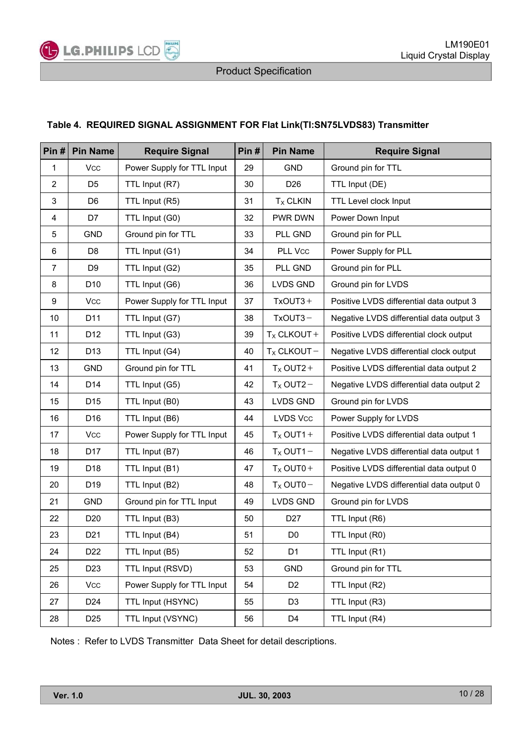**Table 4. REQUIRED SIGNAL ASSIGNMENT FOR Flat Link(TI:SN75LVDS83) Transmitter**

| Pin # | Pin Name | Require Signal | Pin # | Pin Name | Require Signal |
|---|---|---|---|---|---|
| 1 | Vcc | Power Supply for TTL Input | 29 | GND | Ground pin for TTL |
| 2 | D5 | TTL Input (R7) | 30 | D26 | TTL Input (DE) |
| 3 | D6 | TTL Input (R5) | 31 | $T_X$ CLKIN | TTL Level clock Input |
| 4 | D7 | TTL Input (G0) | 32 | PWR DWN | Power Down Input |
| 5 | GND | Ground pin for TTL | 33 | PLL GND | Ground pin for PLL |
| 6 | D8 | TTL Input (G1) | 34 | PLL Vcc | Power Supply for PLL |
| 7 | D9 | TTL Input (G2) | 35 | PLL GND | Ground pin for PLL |
| 8 | D10 | TTL Input (G6) | 36 | LVDS GND | Ground pin for LVDS |
| 9 | Vcc | Power Supply for TTL Input | 37 | TxOUT3＋ | Positive LVDS differential data output 3 |
| 10 | D11 | TTL Input (G7) | 38 | TxOUT3－ | Negative LVDS differential data output 3 |
| 11 | D12 | TTL Input (G3) | 39 | $T_X$ CLKOUT＋ | Positive LVDS differential clock output |
| 12 | D13 | TTL Input (G4) | 40 | $T_X$ CLKOUT－ | Negative LVDS differential clock output |
| 13 | GND | Ground pin for TTL | 41 | $T_X$ OUT2＋ | Positive LVDS differential data output 2 |
| 14 | D14 | TTL Input (G5) | 42 | $T_X$ OUT2－ | Negative LVDS differential data output 2 |
| 15 | D15 | TTL Input (B0) | 43 | LVDS GND | Ground pin for LVDS |
| 16 | D16 | TTL Input (B6) | 44 | LVDS Vcc | Power Supply for LVDS |
| 17 | Vcc | Power Supply for TTL Input | 45 | $T_X$ OUT1＋ | Positive LVDS differential data output 1 |
| 18 | D17 | TTL Input (B7) | 46 | $T_X$ OUT1－ | Negative LVDS differential data output 1 |
| 19 | D18 | TTL Input (B1) | 47 | $T_X$ OUT0＋ | Positive LVDS differential data output 0 |
| 20 | D19 | TTL Input (B2) | 48 | $T_X$ OUT0－ | Negative LVDS differential data output 0 |
| 21 | GND | Ground pin for TTL Input | 49 | LVDS GND | Ground pin for LVDS |
| 22 | D20 | TTL Input (B3) | 50 | D27 | TTL Input (R6) |
| 23 | D21 | TTL Input (B4) | 51 | D0 | TTL Input (R0) |
| 24 | D22 | TTL Input (B5) | 52 | D1 | TTL Input (R1) |
| 25 | D23 | TTL Input (RSVD) | 53 | GND | Ground pin for TTL |
| 26 | Vcc | Power Supply for TTL Input | 54 | D2 | TTL Input (R2) |
| 27 | D24 | TTL Input (HSYNC) | 55 | D3 | TTL Input (R3) |
| 28 | D25 | TTL Input (VSYNC) | 56 | D4 | TTL Input (R4) |

Notes : Refer to LVDS Transmitter Data Sheet for detail descriptions.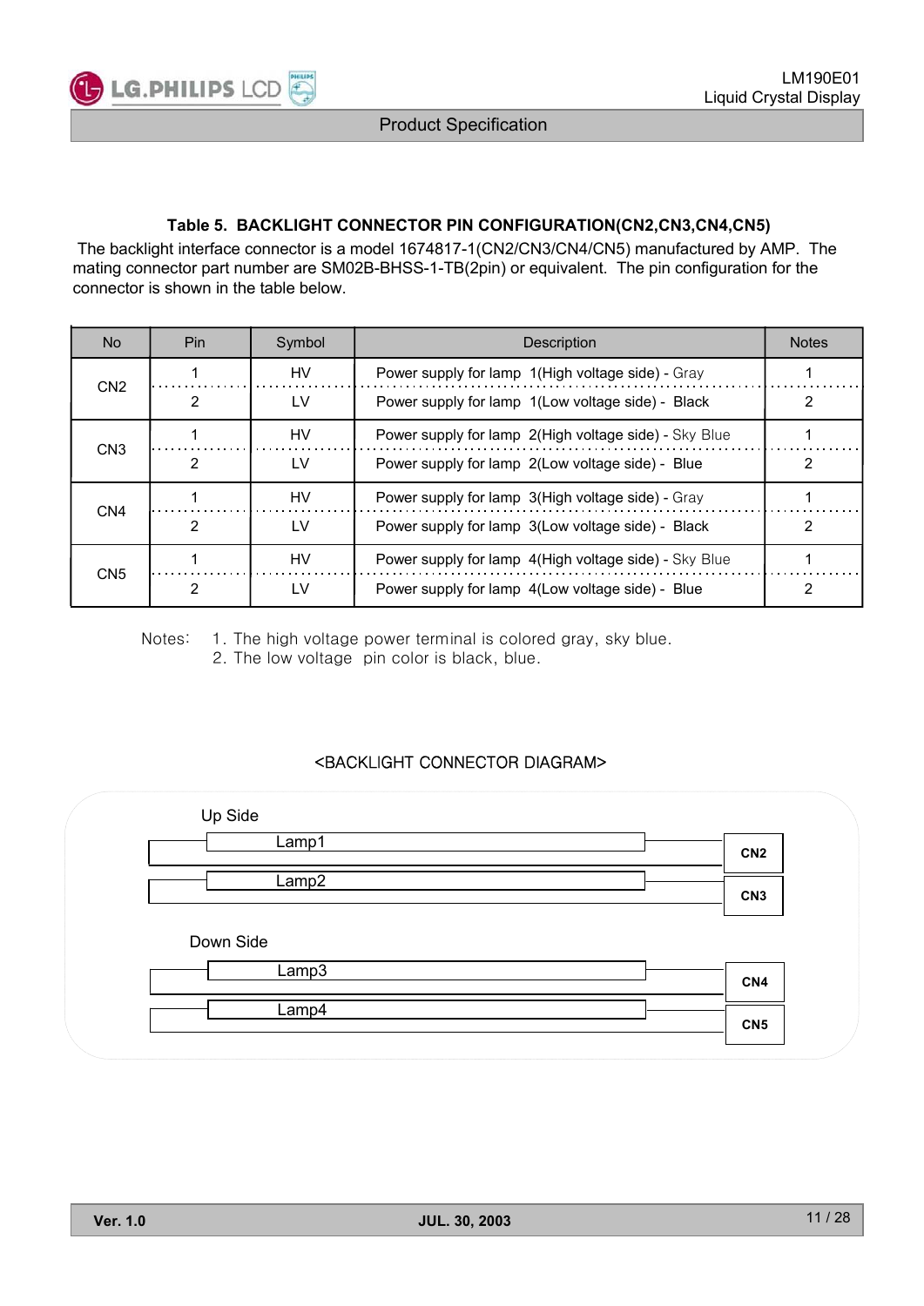### Table 5. BACKLIGHT CONNECTOR PIN CONFIGURATION(CN2,CN3,CN4,CN5)

The backlight interface connector is a model 1674817-1(CN2/CN3/CN4/CN5) manufactured by AMP. The mating connector part number are SM02B-BHSS-1-TB(2pin) or equivalent. The pin configuration for the connector is shown in the table below.

| No | Pin | Symbol | Description | Notes |
|---|---|---|---|---|
| CN2 | 1 | HV | Power supply for lamp 1(High voltage side) - Gray | 1 |
| | 2 | LV | Power supply for lamp 1(Low voltage side) - Black | 2 |
| CN3 | 1 | HV | Power supply for lamp 2(High voltage side) - Sky Blue | 1 |
| | 2 | LV | Power supply for lamp 2(Low voltage side) - Blue | 2 |
| CN4 | 1 | HV | Power supply for lamp 3(High voltage side) - Gray | 1 |
| | 2 | LV | Power supply for lamp 3(Low voltage side) - Black | 2 |
| CN5 | 1 | HV | Power supply for lamp 4(High voltage side) - Sky Blue | 1 |
| | 2 | LV | Power supply for lamp 4(Low voltage side) - Blue | 2 |

Notes:
1. The high voltage power terminal is colored gray, sky blue.
2. The low voltage pin color is black, blue.

<BACKLIGHT CONNECTOR DIAGRAM>

Up Side

Lamp1 — CN2

Lamp2 — CN3

Down Side

Lamp3 — CN4

Lamp4 — CN5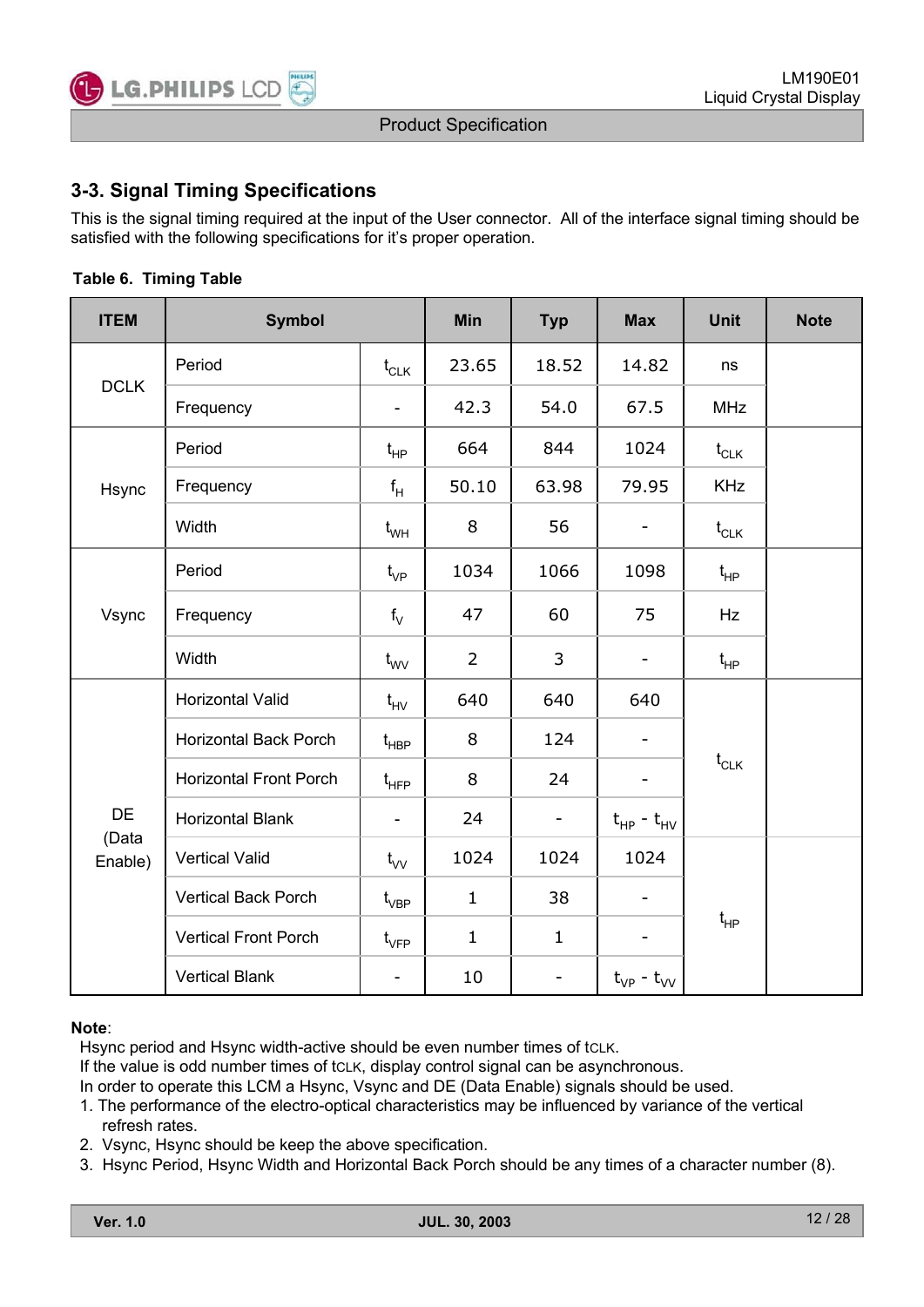## 3-3. Signal Timing Specifications

This is the signal timing required at the input of the User connector. All of the interface signal timing should be satisfied with the following specifications for it's proper operation.

**Table 6. Timing Table**

| ITEM | Symbol | | Min | Typ | Max | Unit | Note |
|---|---|---|---|---|---|---|---|
| DCLK | Period | $t_{CLK}$ | 23.65 | 18.52 | 14.82 | ns | |
| | Frequency | - | 42.3 | 54.0 | 67.5 | MHz | |
| Hsync | Period | $t_{HP}$ | 664 | 844 | 1024 | $t_{CLK}$ | |
| | Frequency | $f_H$ | 50.10 | 63.98 | 79.95 | KHz | |
| | Width | $t_{WH}$ | 8 | 56 | - | $t_{CLK}$ | |
| Vsync | Period | $t_{VP}$ | 1034 | 1066 | 1098 | $t_{HP}$ | |
| | Frequency | $f_V$ | 47 | 60 | 75 | Hz | |
| | Width | $t_{WV}$ | 2 | 3 | - | $t_{HP}$ | |
| DE (Data Enable) | Horizontal Valid | $t_{HV}$ | 640 | 640 | 640 | $t_{CLK}$ | |
| | Horizontal Back Porch | $t_{HBP}$ | 8 | 124 | - | $t_{CLK}$ | |
| | Horizontal Front Porch | $t_{HFP}$ | 8 | 24 | - | $t_{CLK}$ | |
| | Horizontal Blank | - | 24 | - | $t_{HP} - t_{HV}$ | $t_{CLK}$ | |
| | Vertical Valid | $t_{VV}$ | 1024 | 1024 | 1024 | $t_{HP}$ | |
| | Vertical Back Porch | $t_{VBP}$ | 1 | 38 | - | $t_{HP}$ | |
| | Vertical Front Porch | $t_{VFP}$ | 1 | 1 | - | $t_{HP}$ | |
| | Vertical Blank | - | 10 | - | $t_{VP} - t_{VV}$ | $t_{HP}$ | |

**Note**:

Hsync period and Hsync width-active should be even number times of $t_{CLK}$.
If the value is odd number times of $t_{CLK}$, display control signal can be asynchronous.
In order to operate this LCM a Hsync, Vsync and DE (Data Enable) signals should be used.

1. The performance of the electro-optical characteristics may be influenced by variance of the vertical refresh rates.
2. Vsync, Hsync should be keep the above specification.
3. Hsync Period, Hsync Width and Horizontal Back Porch should be any times of a character number (8).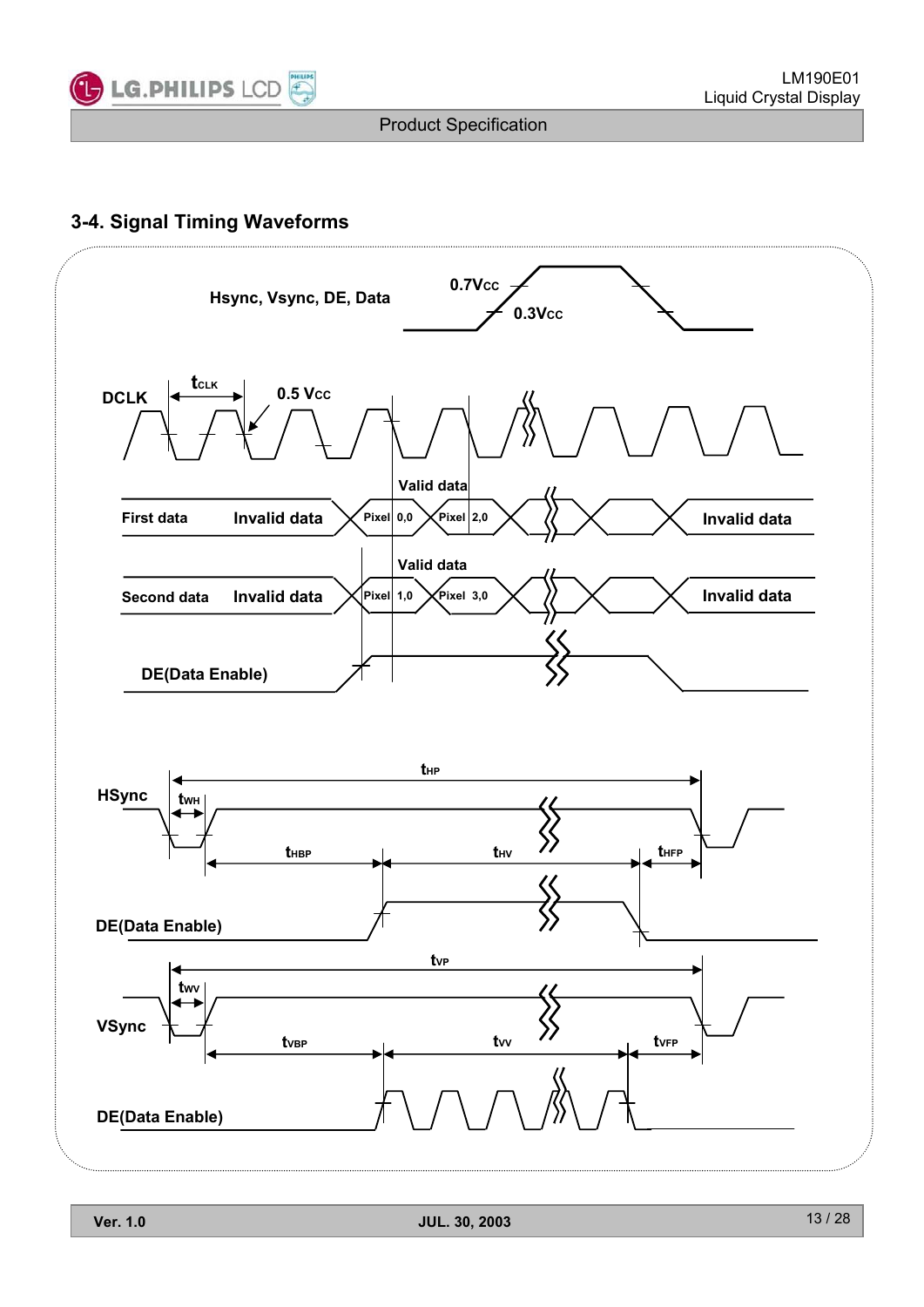## 3-4. Signal Timing Waveforms

Hsync, Vsync, DE, Data

0.7Vcc

0.3Vcc

DCLK

$t_{CLK}$

0.5 Vcc

Valid data

First data | Invalid data | Pixel 0,0 | Pixel 2,0 | Invalid data

Valid data

Second data | Invalid data | Pixel 1,0 | Pixel 3,0 | Invalid data

DE(Data Enable)

HSync

$t_{HP}$

$t_{WH}$

$t_{HBP}$

$t_{HV}$

$t_{HFP}$

DE(Data Enable)

VSync

$t_{VP}$

$t_{WV}$

$t_{VBP}$

$t_{VV}$

$t_{VFP}$

DE(Data Enable)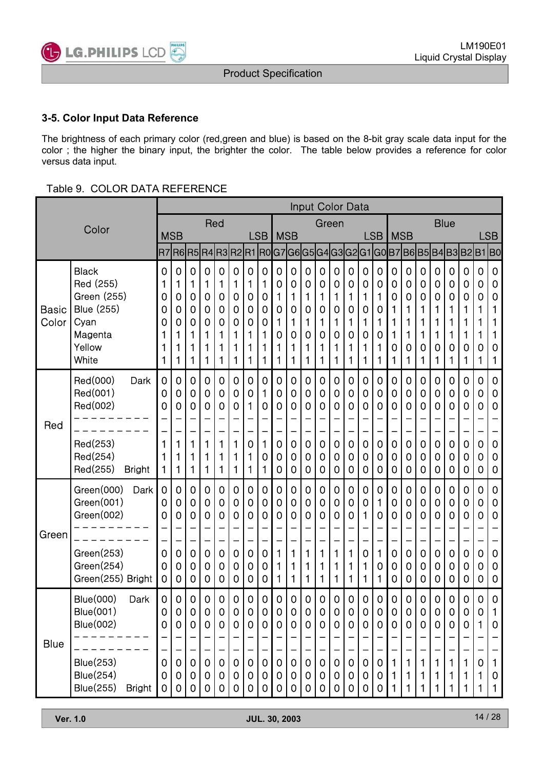### 3-5. Color Input Data Reference

The brightness of each primary color (red,green and blue) is based on the 8-bit gray scale data input for the color ; the higher the binary input, the brighter the color. The table below provides a reference for color versus data input.

Table 9. COLOR DATA REFERENCE

| Color | | Input Color Data | | | | | | | | | | | | | | | | | | | | | | | |
|---|---|---|---|---|---|---|---|---|---|---|---|---|---|---|---|---|---|---|---|---|---|---|---|---|---|
| | | Red | | | | | | | | Green | | | | | | | | Blue | | | | | | | |
| | | MSB | | | | | | | LSB | MSB | | | | | | | LSB | MSB | | | | | | | LSB |
| | | R7 | R6 | R5 | R4 | R3 | R2 | R1 | R0 | G7 | G6 | G5 | G4 | G3 | G2 | G1 | G0 | B7 | B6 | B5 | B4 | B3 | B2 | B1 | B0 |
| Basic Color | Black | 0 | 0 | 0 | 0 | 0 | 0 | 0 | 0 | 0 | 0 | 0 | 0 | 0 | 0 | 0 | 0 | 0 | 0 | 0 | 0 | 0 | 0 | 0 | 0 |
| | Red (255) | 1 | 1 | 1 | 1 | 1 | 1 | 1 | 1 | 0 | 0 | 0 | 0 | 0 | 0 | 0 | 0 | 0 | 0 | 0 | 0 | 0 | 0 | 0 | 0 |
| | Green (255) | 0 | 0 | 0 | 0 | 0 | 0 | 0 | 0 | 1 | 1 | 1 | 1 | 1 | 1 | 1 | 1 | 0 | 0 | 0 | 0 | 0 | 0 | 0 | 0 |
| | Blue (255) | 0 | 0 | 0 | 0 | 0 | 0 | 0 | 0 | 0 | 0 | 0 | 0 | 0 | 0 | 0 | 0 | 1 | 1 | 1 | 1 | 1 | 1 | 1 | 1 |
| | Cyan | 0 | 0 | 0 | 0 | 0 | 0 | 0 | 0 | 1 | 1 | 1 | 1 | 1 | 1 | 1 | 1 | 1 | 1 | 1 | 1 | 1 | 1 | 1 | 1 |
| | Magenta | 1 | 1 | 1 | 1 | 1 | 1 | 1 | 1 | 0 | 0 | 0 | 0 | 0 | 0 | 0 | 0 | 1 | 1 | 1 | 1 | 1 | 1 | 1 | 1 |
| | Yellow | 1 | 1 | 1 | 1 | 1 | 1 | 1 | 1 | 1 | 1 | 1 | 1 | 1 | 1 | 1 | 1 | 0 | 0 | 0 | 0 | 0 | 0 | 0 | 0 |
| | White | 1 | 1 | 1 | 1 | 1 | 1 | 1 | 1 | 1 | 1 | 1 | 1 | 1 | 1 | 1 | 1 | 1 | 1 | 1 | 1 | 1 | 1 | 1 | 1 |
| Red | Red(000) Dark | 0 | 0 | 0 | 0 | 0 | 0 | 0 | 0 | 0 | 0 | 0 | 0 | 0 | 0 | 0 | 0 | 0 | 0 | 0 | 0 | 0 | 0 | 0 | 0 |
| | Red(001) | 0 | 0 | 0 | 0 | 0 | 0 | 0 | 1 | 0 | 0 | 0 | 0 | 0 | 0 | 0 | 0 | 0 | 0 | 0 | 0 | 0 | 0 | 0 | 0 |
| | Red(002) | 0 | 0 | 0 | 0 | 0 | 0 | 1 | 0 | 0 | 0 | 0 | 0 | 0 | 0 | 0 | 0 | 0 | 0 | 0 | 0 | 0 | 0 | 0 | 0 |
| | --------- | - | - | - | - | - | - | - | - | - | - | - | - | - | - | - | - | - | - | - | - | - | - | - | - |
| | --------- | - | - | - | - | - | - | - | - | - | - | - | - | - | - | - | - | - | - | - | - | - | - | - | - |
| | Red(253) | 1 | 1 | 1 | 1 | 1 | 1 | 0 | 1 | 0 | 0 | 0 | 0 | 0 | 0 | 0 | 0 | 0 | 0 | 0 | 0 | 0 | 0 | 0 | 0 |
| | Red(254) | 1 | 1 | 1 | 1 | 1 | 1 | 1 | 0 | 0 | 0 | 0 | 0 | 0 | 0 | 0 | 0 | 0 | 0 | 0 | 0 | 0 | 0 | 0 | 0 |
| | Red(255) Bright | 1 | 1 | 1 | 1 | 1 | 1 | 1 | 1 | 0 | 0 | 0 | 0 | 0 | 0 | 0 | 0 | 0 | 0 | 0 | 0 | 0 | 0 | 0 | 0 |
| Green | Green(000) Dark | 0 | 0 | 0 | 0 | 0 | 0 | 0 | 0 | 0 | 0 | 0 | 0 | 0 | 0 | 0 | 0 | 0 | 0 | 0 | 0 | 0 | 0 | 0 | 0 |
| | Green(001) | 0 | 0 | 0 | 0 | 0 | 0 | 0 | 0 | 0 | 0 | 0 | 0 | 0 | 0 | 0 | 1 | 0 | 0 | 0 | 0 | 0 | 0 | 0 | 0 |
| | Green(002) | 0 | 0 | 0 | 0 | 0 | 0 | 0 | 0 | 0 | 0 | 0 | 0 | 0 | 0 | 1 | 0 | 0 | 0 | 0 | 0 | 0 | 0 | 0 | 0 |
| | --------- | - | - | - | - | - | - | - | - | - | - | - | - | - | - | - | - | - | - | - | - | - | - | - | - |
| | --------- | - | - | - | - | - | - | - | - | - | - | - | - | - | - | - | - | - | - | - | - | - | - | - | - |
| | Green(253) | 0 | 0 | 0 | 0 | 0 | 0 | 0 | 0 | 1 | 1 | 1 | 1 | 1 | 1 | 0 | 1 | 0 | 0 | 0 | 0 | 0 | 0 | 0 | 0 |
| | Green(254) | 0 | 0 | 0 | 0 | 0 | 0 | 0 | 0 | 1 | 1 | 1 | 1 | 1 | 1 | 1 | 0 | 0 | 0 | 0 | 0 | 0 | 0 | 0 | 0 |
| | Green(255) Bright | 0 | 0 | 0 | 0 | 0 | 0 | 0 | 0 | 1 | 1 | 1 | 1 | 1 | 1 | 1 | 1 | 0 | 0 | 0 | 0 | 0 | 0 | 0 | 0 |
| Blue | Blue(000) Dark | 0 | 0 | 0 | 0 | 0 | 0 | 0 | 0 | 0 | 0 | 0 | 0 | 0 | 0 | 0 | 0 | 0 | 0 | 0 | 0 | 0 | 0 | 0 | 0 |
| | Blue(001) | 0 | 0 | 0 | 0 | 0 | 0 | 0 | 0 | 0 | 0 | 0 | 0 | 0 | 0 | 0 | 0 | 0 | 0 | 0 | 0 | 0 | 0 | 0 | 1 |
| | Blue(002) | 0 | 0 | 0 | 0 | 0 | 0 | 0 | 0 | 0 | 0 | 0 | 0 | 0 | 0 | 0 | 0 | 0 | 0 | 0 | 0 | 0 | 0 | 1 | 0 |
| | --------- | - | - | - | - | - | - | - | - | - | - | - | - | - | - | - | - | - | - | - | - | - | - | - | - |
| | --------- | - | - | - | - | - | - | - | - | - | - | - | - | - | - | - | - | - | - | - | - | - | - | - | - |
| | Blue(253) | 0 | 0 | 0 | 0 | 0 | 0 | 0 | 0 | 0 | 0 | 0 | 0 | 0 | 0 | 0 | 0 | 1 | 1 | 1 | 1 | 1 | 1 | 0 | 1 |
| | Blue(254) | 0 | 0 | 0 | 0 | 0 | 0 | 0 | 0 | 0 | 0 | 0 | 0 | 0 | 0 | 0 | 0 | 1 | 1 | 1 | 1 | 1 | 1 | 1 | 0 |
| | Blue(255) Bright | 0 | 0 | 0 | 0 | 0 | 0 | 0 | 0 | 0 | 0 | 0 | 0 | 0 | 0 | 0 | 0 | 1 | 1 | 1 | 1 | 1 | 1 | 1 | 1 |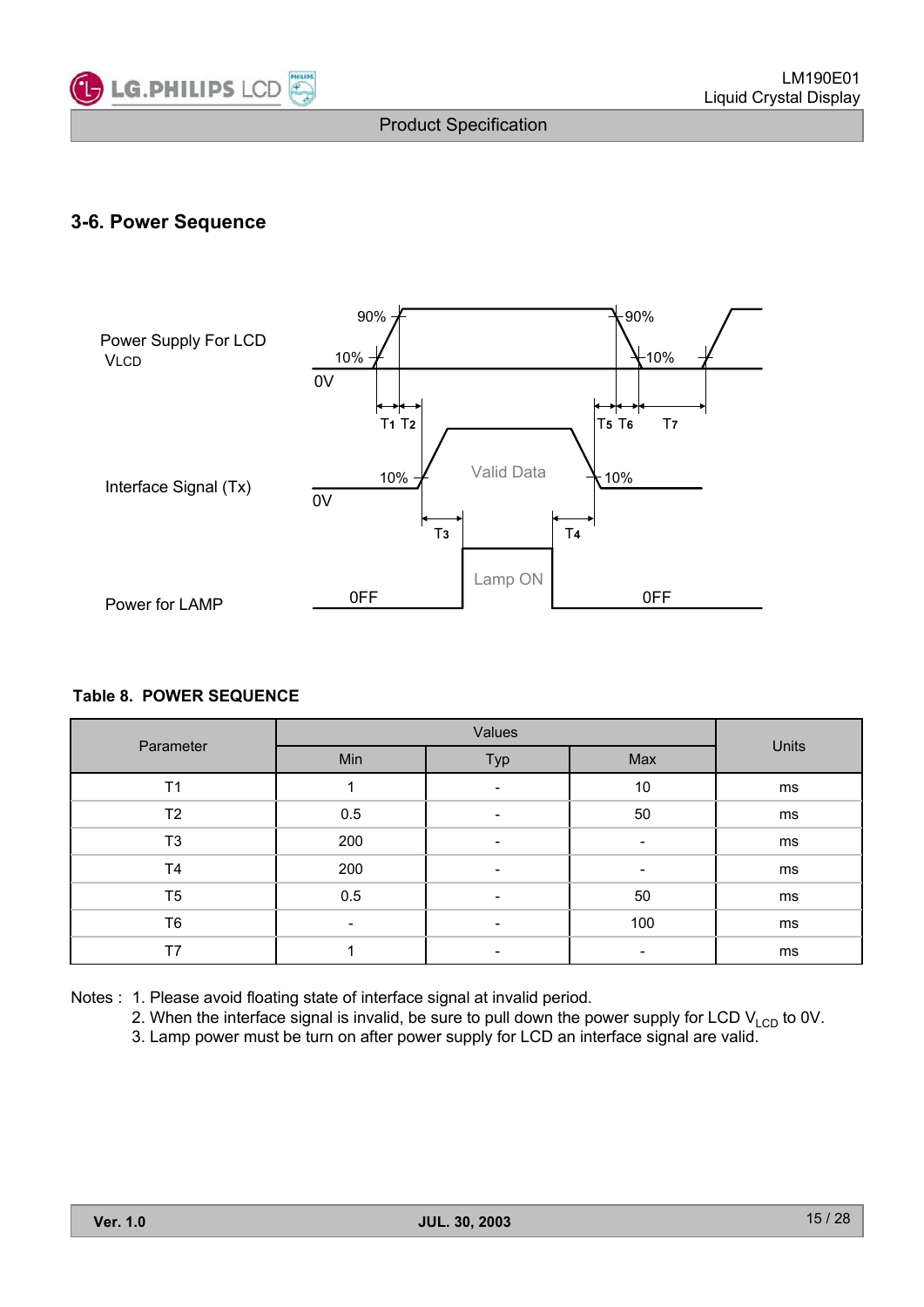## 3-6. Power Sequence

**Table 8. POWER SEQUENCE**

| Parameter | Values | | | Units |
|---|---|---|---|---|
| | Min | Typ | Max | |
| T1 | 1 | - | 10 | ms |
| T2 | 0.5 | - | 50 | ms |
| T3 | 200 | - | - | ms |
| T4 | 200 | - | - | ms |
| T5 | 0.5 | - | 50 | ms |
| T6 | - | - | 100 | ms |
| T7 | 1 | - | - | ms |

Notes :
1. Please avoid floating state of interface signal at invalid period.
2. When the interface signal is invalid, be sure to pull down the power supply for LCD $V_{LCD}$ to 0V.
3. Lamp power must be turn on after power supply for LCD an interface signal are valid.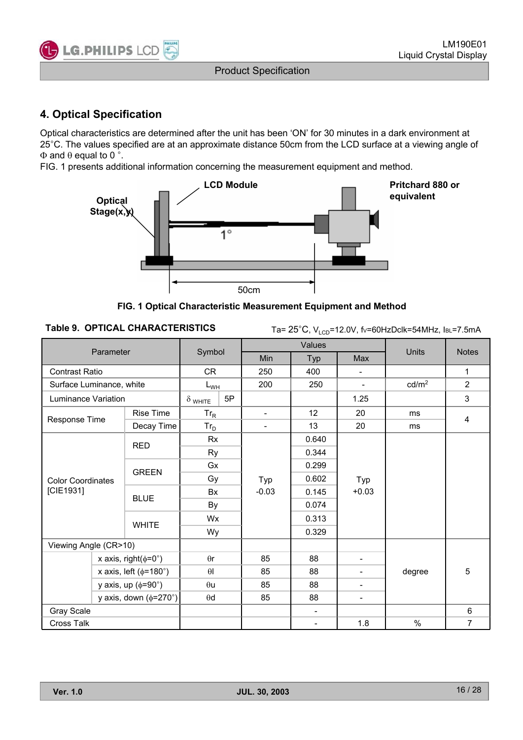## 4. Optical Specification

Optical characteristics are determined after the unit has been 'ON' for 30 minutes in a dark environment at 25°C. The values specified are at an approximate distance 50cm from the LCD surface at a viewing angle of Φ and θ equal to 0 °.

FIG. 1 presents additional information concerning the measurement equipment and method.

LCD Module

Optical Stage(x,y)

Pritchard 880 or equivalent

1°

50cm

**FIG. 1 Optical Characteristic Measurement Equipment and Method**

**Table 9. OPTICAL CHARACTERISTICS**

Ta= 25°C, $V_{LCD}$=12.0V, fv=60HzDclk=54MHz, $I_{BL}$=7.5mA

| Parameter | | Symbol | | Values | | | Units | Notes |
|---|---|---|---|---|---|---|---|---|
| | | | | Min | Typ | Max | | |
| Contrast Ratio | | CR | | 250 | 400 | - | | 1 |
| Surface Luminance, white | | $L_{WH}$ | | 200 | 250 | - | cd/m² | 2 |
| Luminance Variation | | $\delta_{WHITE}$ | 5P | | | 1.25 | | 3 |
| Response Time | Rise Time | $Tr_R$ | | - | 12 | 20 | ms | 4 |
| | Decay Time | $Tr_D$ | | - | 13 | 20 | ms | |
| Color Coordinates [CIE1931] | RED | Rx | | Typ -0.03 | 0.640 | Typ +0.03 | | |
| | | Ry | | | 0.344 | | | |
| | GREEN | Gx | | | 0.299 | | | |
| | | Gy | | | 0.602 | | | |
| | BLUE | Bx | | | 0.145 | | | |
| | | By | | | 0.074 | | | |
| | WHITE | Wx | | | 0.313 | | | |
| | | Wy | | | 0.329 | | | |
| Viewing Angle (CR>10) | | | | | | | degree | 5 |
| | x axis, right(φ=0°) | θr | | 85 | 88 | - | | |
| | x axis, left (φ=180°) | θl | | 85 | 88 | - | | |
| | y axis, up (φ=90°) | θu | | 85 | 88 | - | | |
| | y axis, down (φ=270°) | θd | | 85 | 88 | - | | |
| Gray Scale | | | | | - | | | 6 |
| Cross Talk | | | | | - | 1.8 | % | 7 |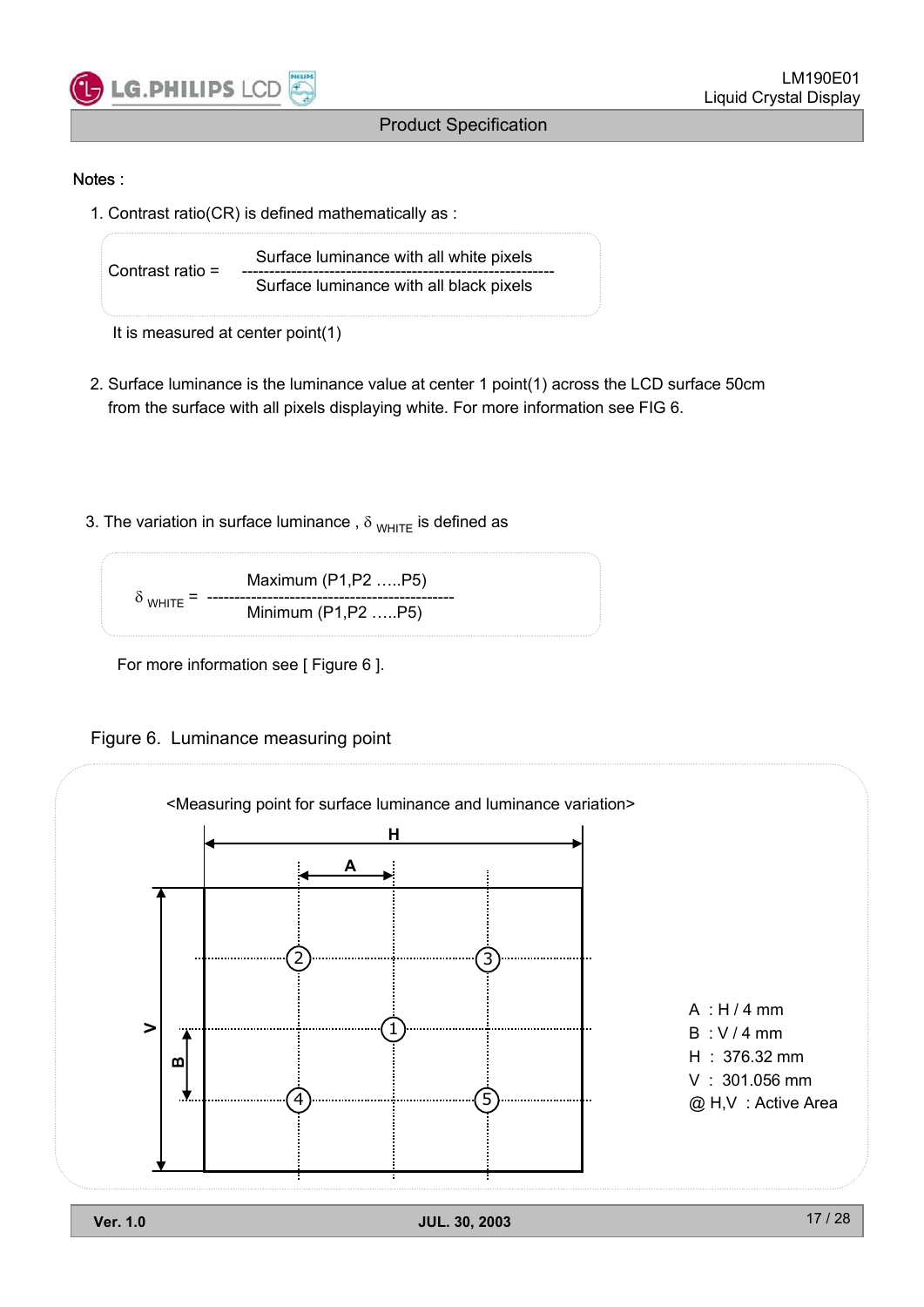Notes :

1. Contrast ratio(CR) is defined mathematically as :

$$\text{Contrast ratio} = \frac{\text{Surface luminance with all white pixels}}{\text{Surface luminance with all black pixels}}$$

It is measured at center point(1)

2. Surface luminance is the luminance value at center 1 point(1) across the LCD surface 50cm from the surface with all pixels displaying white. For more information see FIG 6.

3. The variation in surface luminance , $\delta_{WHITE}$ is defined as

$$\delta_{WHITE} = \frac{\text{Maximum (P1,P2 …..P5)}}{\text{Minimum (P1,P2 …..P5)}}$$

For more information see [ Figure 6 ].

Figure 6. Luminance measuring point

<Measuring point for surface luminance and luminance variation>

A : H / 4 mm
B : V / 4 mm
H : 376.32 mm
V : 301.056 mm
@ H,V : Active Area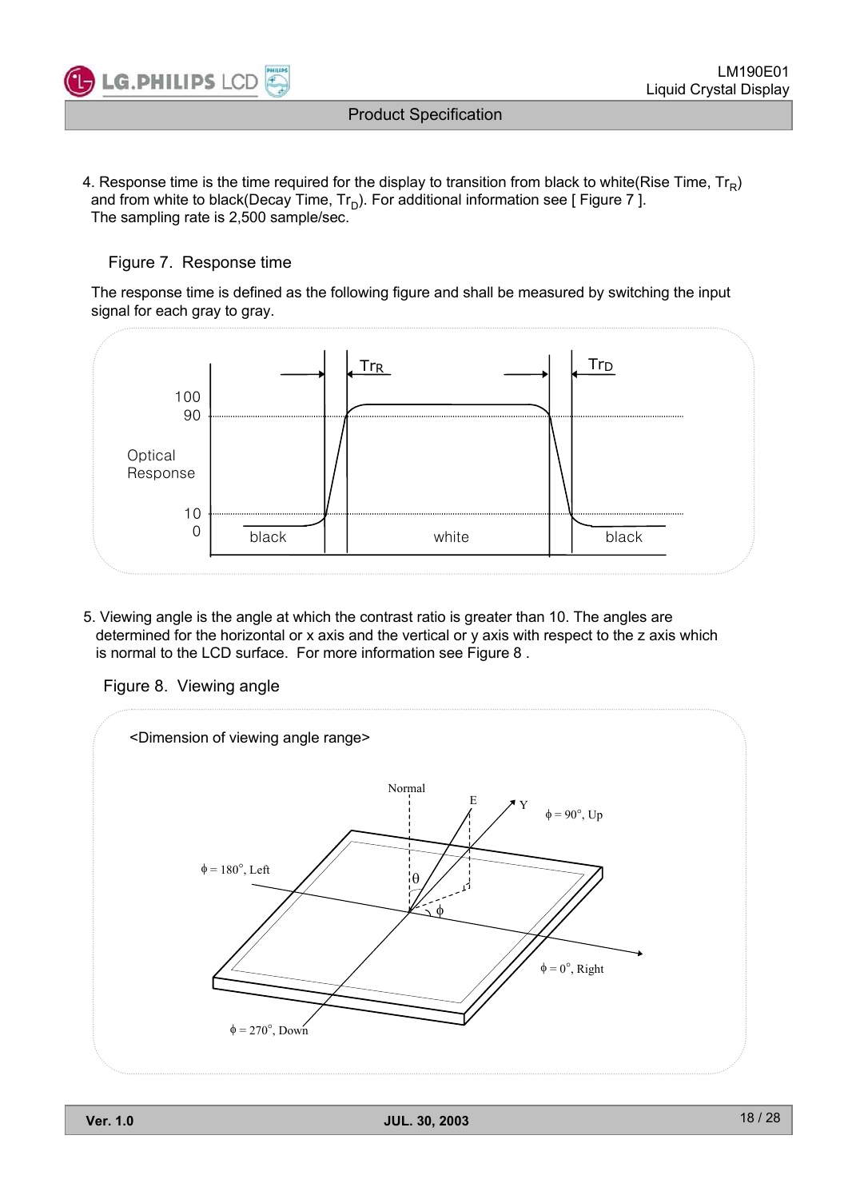4. Response time is the time required for the display to transition from black to white(Rise Time, $Tr_R$) and from white to black(Decay Time, $Tr_D$). For additional information see [ Figure 7 ]. The sampling rate is 2,500 sample/sec.

Figure 7. Response time

The response time is defined as the following figure and shall be measured by switching the input signal for each gray to gray.

5. Viewing angle is the angle at which the contrast ratio is greater than 10. The angles are determined for the horizontal or x axis and the vertical or y axis with respect to the z axis which is normal to the LCD surface. For more information see Figure 8 .

Figure 8. Viewing angle

<Dimension of viewing angle range>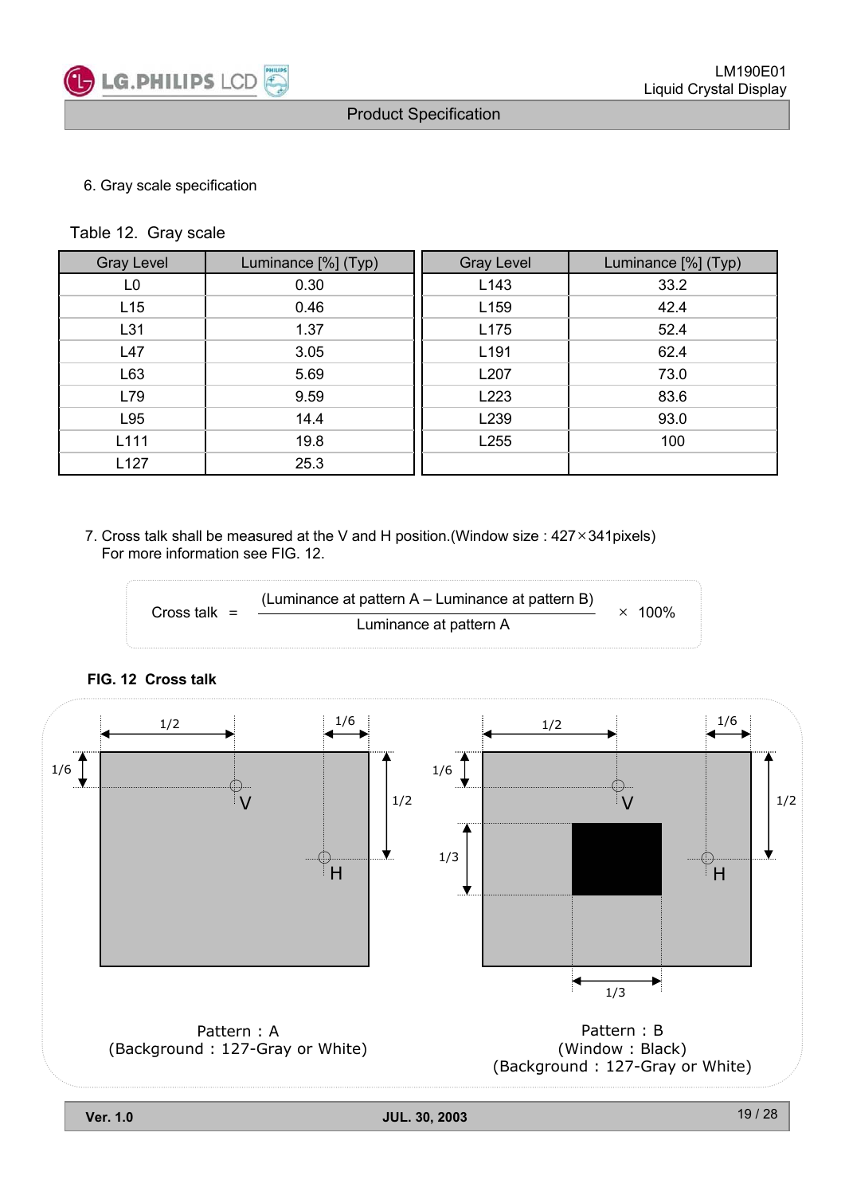6. Gray scale specification

Table 12. Gray scale

| Gray Level | Luminance [%] (Typ) | Gray Level | Luminance [%] (Typ) |
|---|---|---|---|
| L0 | 0.30 | L143 | 33.2 |
| L15 | 0.46 | L159 | 42.4 |
| L31 | 1.37 | L175 | 52.4 |
| L47 | 3.05 | L191 | 62.4 |
| L63 | 5.69 | L207 | 73.0 |
| L79 | 9.59 | L223 | 83.6 |
| L95 | 14.4 | L239 | 93.0 |
| L111 | 19.8 | L255 | 100 |
| L127 | 25.3 | | |

7. Cross talk shall be measured at the V and H position.(Window size : 427×341pixels)
   For more information see FIG. 12.

$$\text{Cross talk} = \frac{(\text{Luminance at pattern A} - \text{Luminance at pattern B})}{\text{Luminance at pattern A}} \times 100\%$$

**FIG. 12 Cross talk**

Pattern : A
(Background : 127-Gray or White)

Pattern : B
(Window : Black)
(Background : 127-Gray or White)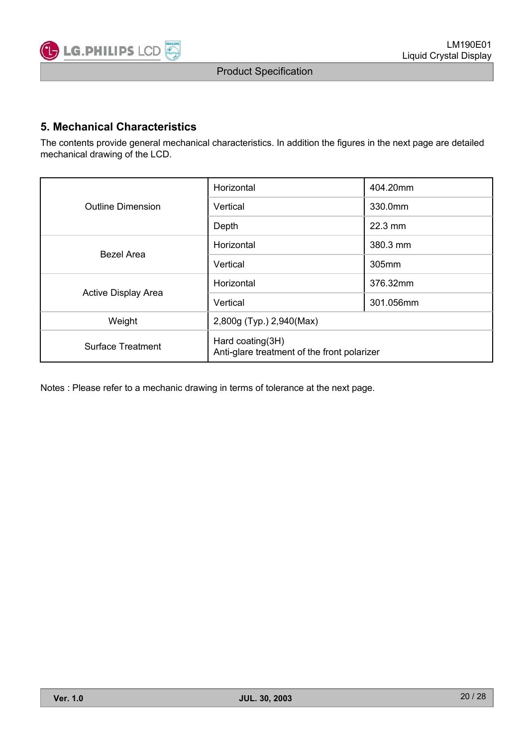## 5. Mechanical Characteristics

The contents provide general mechanical characteristics. In addition the figures in the next page are detailed mechanical drawing of the LCD.

| | | |
|---|---|---|
| Outline Dimension | Horizontal | 404.20mm |
| | Vertical | 330.0mm |
| | Depth | 22.3 mm |
| Bezel Area | Horizontal | 380.3 mm |
| | Vertical | 305mm |
| Active Display Area | Horizontal | 376.32mm |
| | Vertical | 301.056mm |
| Weight | 2,800g (Typ.) 2,940(Max) | |
| Surface Treatment | Hard coating(3H)<br>Anti-glare treatment of the front polarizer | |

Notes : Please refer to a mechanic drawing in terms of tolerance at the next page.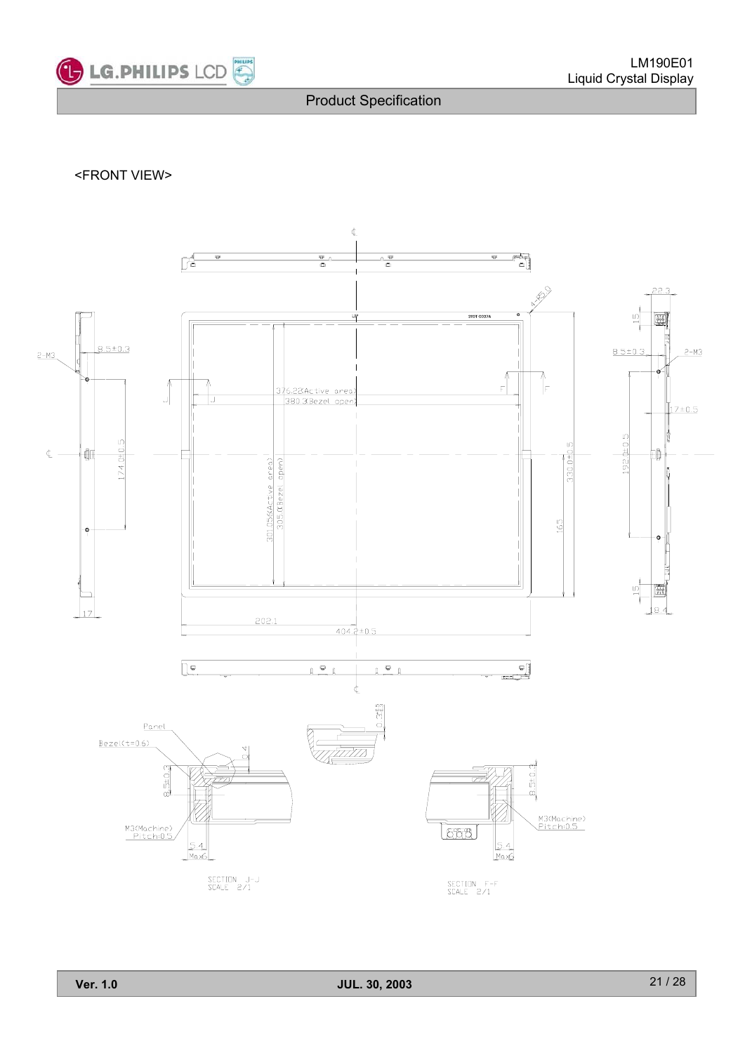<FRONT VIEW>

4-R5.0

22.3

15

8.5±0.3

2-M3

8.5±0.3

2-M3

376.28(Active area)

380.3(Bezel open)

J

J

F

F

17±0.5

174.0±0.5

301.05(Active area)

305.0(Bezel open)

330.0±0.5

165

192.0±0.5

15

17

202.1

404.2±0.5

18.4

0.3±0.3

Panel

Bezel(t=0.6)

0.4

8.5±0.3

M3(Machine) Pitch:0.5

5.4 Max.6

SECTION J-J SCALE 2/1

8.5±0.3

M3(Machine) Pitch:0.5

5.4 Max.6

SECTION F-F SCALE 2/1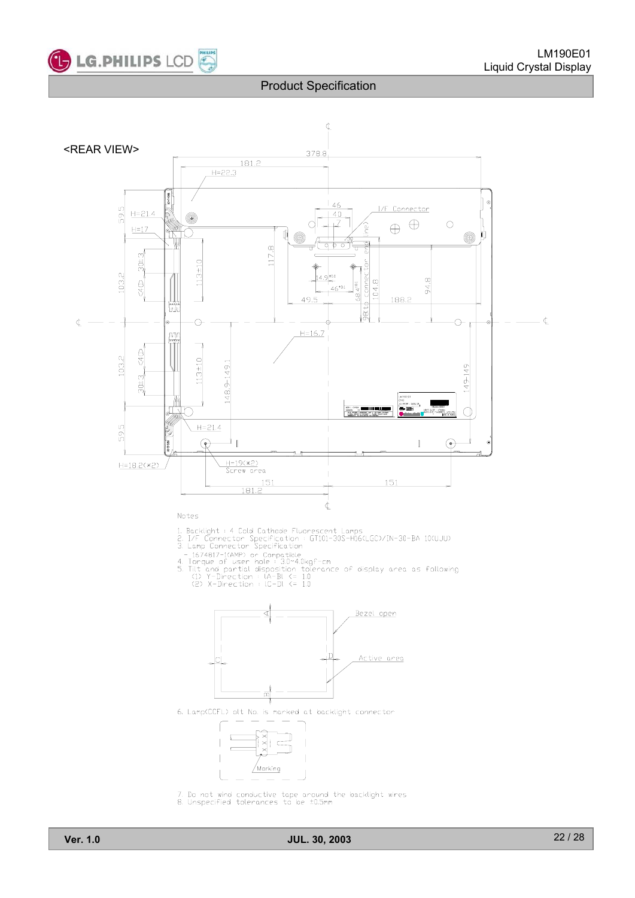# Product Specification

<REAR VIEW>

Notes

1. Backlight : 4 Cold Cathode Fluorescent Lamps
2. I/F Connector Specification : GT101-30S-H16(LGC)/IN-30-BA 10(UJU)
3. Lamp Connector Specification
   - 1674817-1(AMP) or Compatible
4. Torque of user hole : 3.0~4.0kgf-cm
5. Tilt and partial disposition tolerance of display area as following
   (1) Y-Direction : |A-B| <= 1.0
   (2) X-Direction : |C-D| <= 1.0
6. Lamp(CCFL) alt No. is marked at backlight connector
7. Do not wind conductive tape around the backlight wires
8. Unspecified tolerances to be ±0.5mm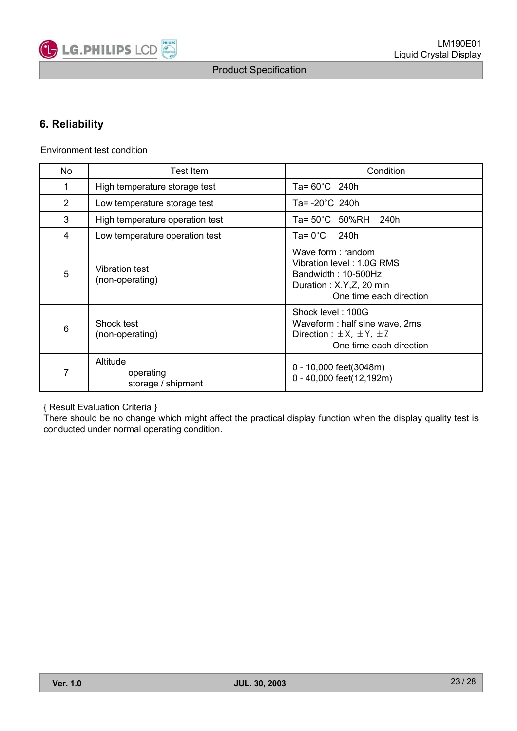## 6. Reliability

Environment test condition

| No | Test Item | Condition |
|---|---|---|
| 1 | High temperature storage test | Ta= 60°C 240h |
| 2 | Low temperature storage test | Ta= -20°C 240h |
| 3 | High temperature operation test | Ta= 50°C 50%RH 240h |
| 4 | Low temperature operation test | Ta= 0°C 240h |
| 5 | Vibration test (non-operating) | Wave form : random<br>Vibration level : 1.0G RMS<br>Bandwidth : 10-500Hz<br>Duration : X,Y,Z, 20 min<br>One time each direction |
| 6 | Shock test (non-operating) | Shock level : 100G<br>Waveform : half sine wave, 2ms<br>Direction : ±X, ±Y, ±Z<br>One time each direction |
| 7 | Altitude<br>operating<br>storage / shipment | 0 - 10,000 feet(3048m)<br>0 - 40,000 feet(12,192m) |

{ Result Evaluation Criteria }
There should be no change which might affect the practical display function when the display quality test is conducted under normal operating condition.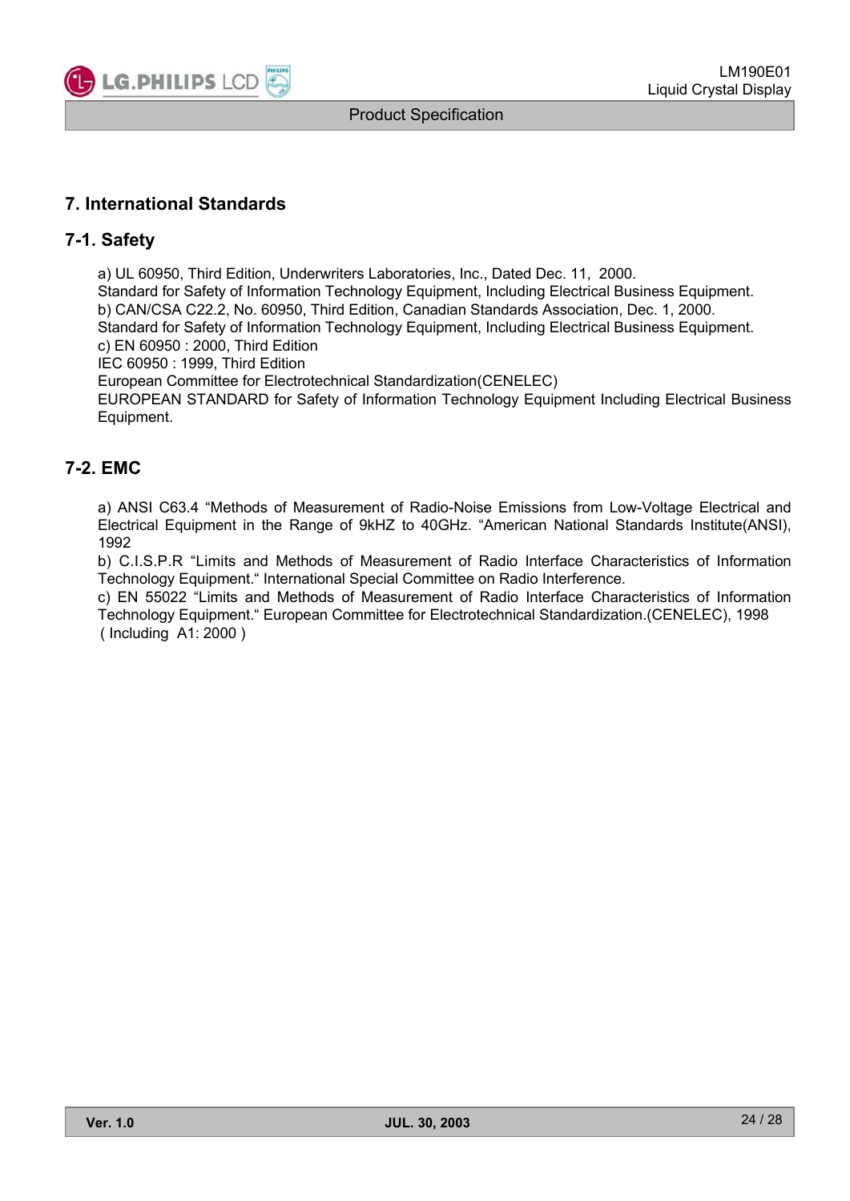## 7. International Standards

### 7-1. Safety

a) UL 60950, Third Edition, Underwriters Laboratories, Inc., Dated Dec. 11, 2000.
Standard for Safety of Information Technology Equipment, Including Electrical Business Equipment.
b) CAN/CSA C22.2, No. 60950, Third Edition, Canadian Standards Association, Dec. 1, 2000.
Standard for Safety of Information Technology Equipment, Including Electrical Business Equipment.
c) EN 60950 : 2000, Third Edition
IEC 60950 : 1999, Third Edition
European Committee for Electrotechnical Standardization(CENELEC)
EUROPEAN STANDARD for Safety of Information Technology Equipment Including Electrical Business Equipment.

### 7-2. EMC

a) ANSI C63.4 "Methods of Measurement of Radio-Noise Emissions from Low-Voltage Electrical and Electrical Equipment in the Range of 9kHZ to 40GHz. "American National Standards Institute(ANSI), 1992
b) C.I.S.P.R "Limits and Methods of Measurement of Radio Interface Characteristics of Information Technology Equipment." International Special Committee on Radio Interference.
c) EN 55022 "Limits and Methods of Measurement of Radio Interface Characteristics of Information Technology Equipment." European Committee for Electrotechnical Standardization.(CENELEC), 1998 ( Including A1: 2000 )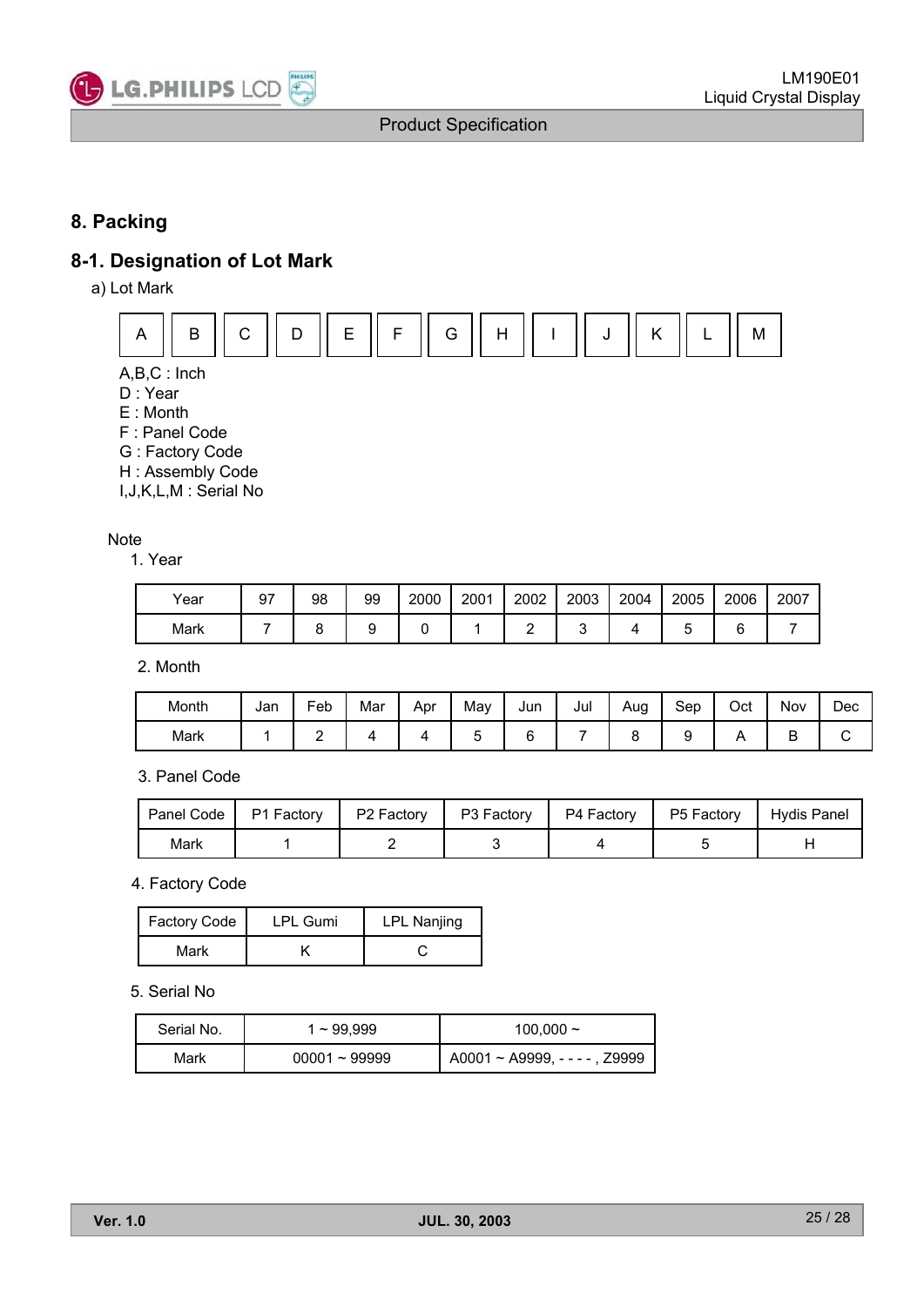## 8. Packing

### 8-1. Designation of Lot Mark

a) Lot Mark

| A | B | C | D | E | F | G | H | I | J | K | L | M |
|---|---|---|---|---|---|---|---|---|---|---|---|---|

A,B,C : Inch
D : Year
E : Month
F : Panel Code
G : Factory Code
H : Assembly Code
I,J,K,L,M : Serial No

Note

1. Year

| Year | 97 | 98 | 99 | 2000 | 2001 | 2002 | 2003 | 2004 | 2005 | 2006 | 2007 |
|---|---|---|---|---|---|---|---|---|---|---|---|
| Mark | 7 | 8 | 9 | 0 | 1 | 2 | 3 | 4 | 5 | 6 | 7 |

2. Month

| Month | Jan | Feb | Mar | Apr | May | Jun | Jul | Aug | Sep | Oct | Nov | Dec |
|---|---|---|---|---|---|---|---|---|---|---|---|---|
| Mark | 1 | 2 | 4 | 4 | 5 | 6 | 7 | 8 | 9 | A | B | C |

3. Panel Code

| Panel Code | P1 Factory | P2 Factory | P3 Factory | P4 Factory | P5 Factory | Hydis Panel |
|---|---|---|---|---|---|---|
| Mark | 1 | 2 | 3 | 4 | 5 | H |

4. Factory Code

| Factory Code | LPL Gumi | LPL Nanjing |
|---|---|---|
| Mark | K | C |

5. Serial No

| Serial No. | 1 ~ 99,999 | 100,000 ~ |
|---|---|---|
| Mark | 00001 ~ 99999 | A0001 ~ A9999, - - - - , Z9999 |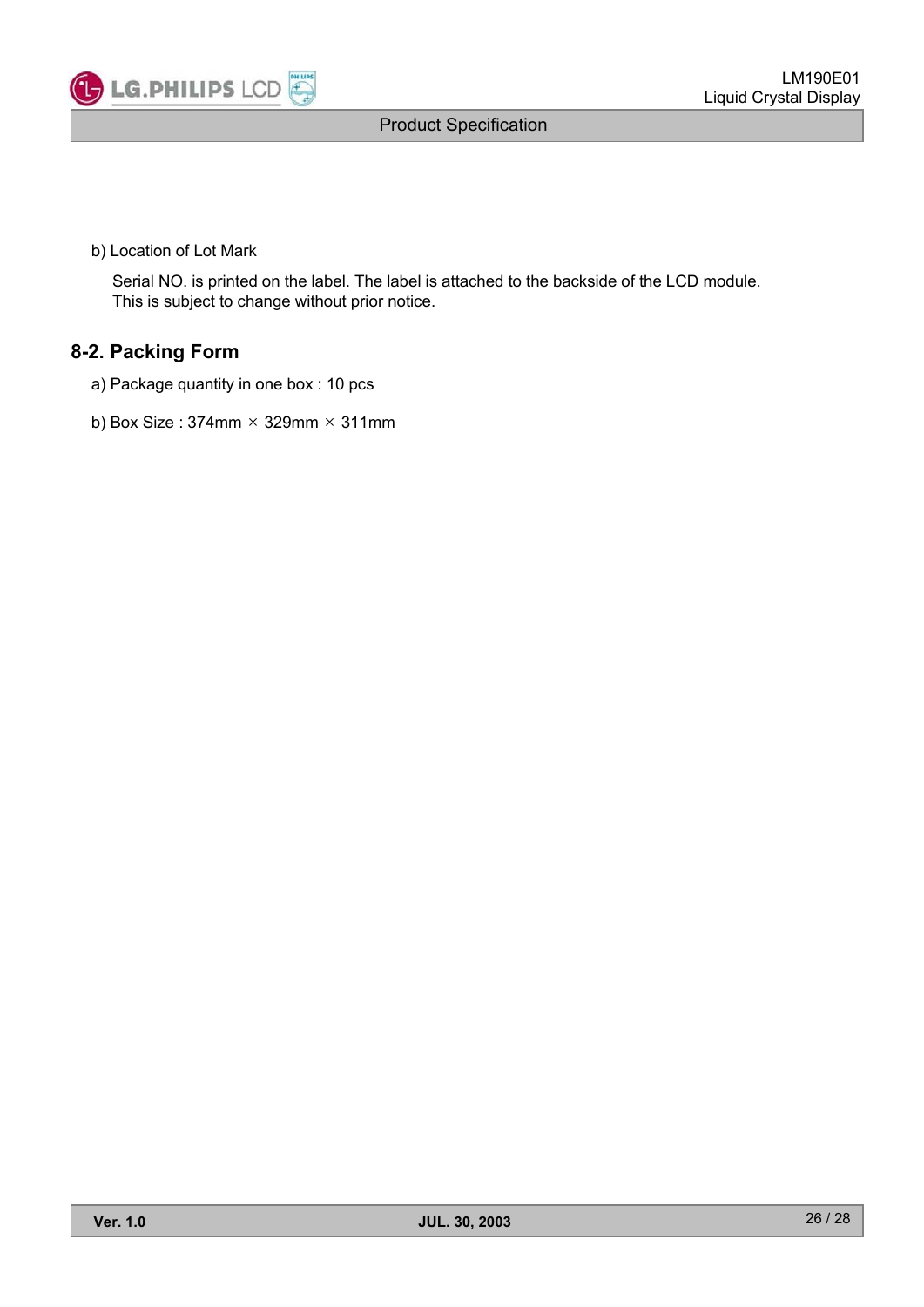b) Location of Lot Mark

Serial NO. is printed on the label. The label is attached to the backside of the LCD module.
This is subject to change without prior notice.

## 8-2. Packing Form

a) Package quantity in one box : 10 pcs

b) Box Size : 374mm × 329mm × 311mm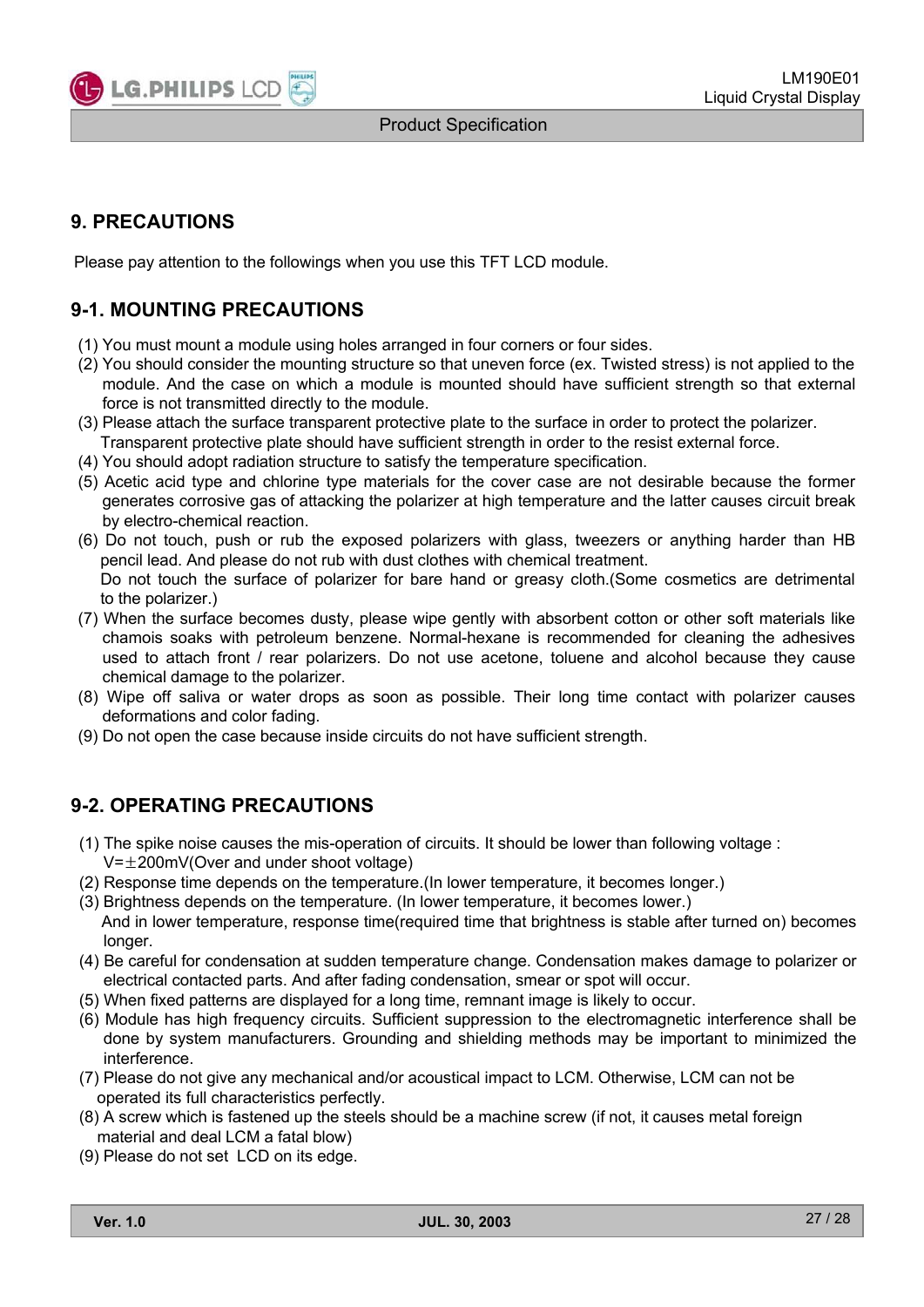## 9. PRECAUTIONS

Please pay attention to the followings when you use this TFT LCD module.

### 9-1. MOUNTING PRECAUTIONS

(1) You must mount a module using holes arranged in four corners or four sides.
(2) You should consider the mounting structure so that uneven force (ex. Twisted stress) is not applied to the module. And the case on which a module is mounted should have sufficient strength so that external force is not transmitted directly to the module.
(3) Please attach the surface transparent protective plate to the surface in order to protect the polarizer. Transparent protective plate should have sufficient strength in order to the resist external force.
(4) You should adopt radiation structure to satisfy the temperature specification.
(5) Acetic acid type and chlorine type materials for the cover case are not desirable because the former generates corrosive gas of attacking the polarizer at high temperature and the latter causes circuit break by electro-chemical reaction.
(6) Do not touch, push or rub the exposed polarizers with glass, tweezers or anything harder than HB pencil lead. And please do not rub with dust clothes with chemical treatment.
Do not touch the surface of polarizer for bare hand or greasy cloth.(Some cosmetics are detrimental to the polarizer.)
(7) When the surface becomes dusty, please wipe gently with absorbent cotton or other soft materials like chamois soaks with petroleum benzene. Normal-hexane is recommended for cleaning the adhesives used to attach front / rear polarizers. Do not use acetone, toluene and alcohol because they cause chemical damage to the polarizer.
(8) Wipe off saliva or water drops as soon as possible. Their long time contact with polarizer causes deformations and color fading.
(9) Do not open the case because inside circuits do not have sufficient strength.

### 9-2. OPERATING PRECAUTIONS

(1) The spike noise causes the mis-operation of circuits. It should be lower than following voltage : V=±200mV(Over and under shoot voltage)
(2) Response time depends on the temperature.(In lower temperature, it becomes longer.)
(3) Brightness depends on the temperature. (In lower temperature, it becomes lower.)
And in lower temperature, response time(required time that brightness is stable after turned on) becomes longer.
(4) Be careful for condensation at sudden temperature change. Condensation makes damage to polarizer or electrical contacted parts. And after fading condensation, smear or spot will occur.
(5) When fixed patterns are displayed for a long time, remnant image is likely to occur.
(6) Module has high frequency circuits. Sufficient suppression to the electromagnetic interference shall be done by system manufacturers. Grounding and shielding methods may be important to minimized the interference.
(7) Please do not give any mechanical and/or acoustical impact to LCM. Otherwise, LCM can not be operated its full characteristics perfectly.
(8) A screw which is fastened up the steels should be a machine screw (if not, it causes metal foreign material and deal LCM a fatal blow)
(9) Please do not set LCD on its edge.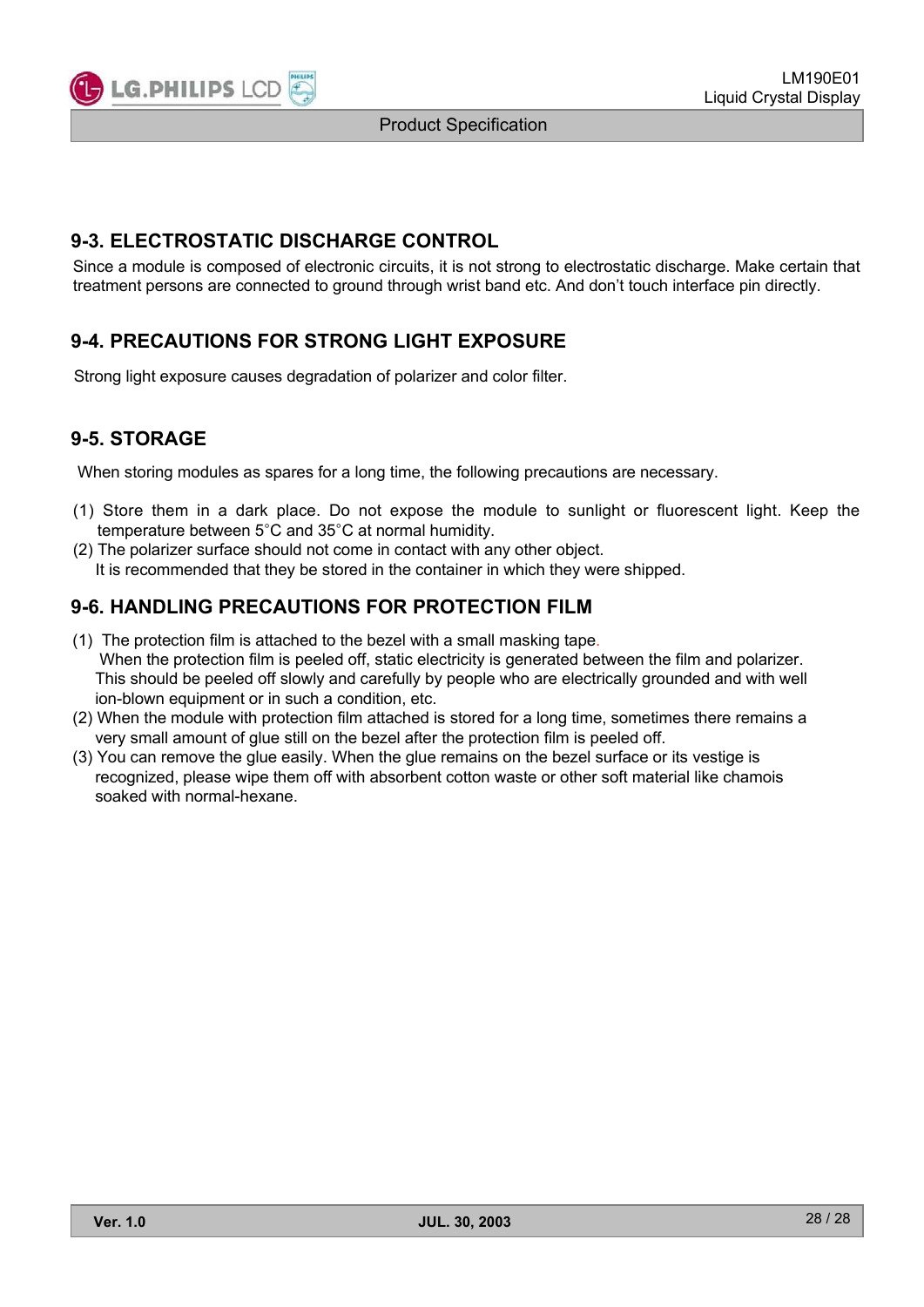## 9-3. ELECTROSTATIC DISCHARGE CONTROL

Since a module is composed of electronic circuits, it is not strong to electrostatic discharge. Make certain that treatment persons are connected to ground through wrist band etc. And don't touch interface pin directly.

## 9-4. PRECAUTIONS FOR STRONG LIGHT EXPOSURE

Strong light exposure causes degradation of polarizer and color filter.

## 9-5. STORAGE

When storing modules as spares for a long time, the following precautions are necessary.

(1) Store them in a dark place. Do not expose the module to sunlight or fluorescent light. Keep the temperature between 5°C and 35°C at normal humidity.

(2) The polarizer surface should not come in contact with any other object.
It is recommended that they be stored in the container in which they were shipped.

## 9-6. HANDLING PRECAUTIONS FOR PROTECTION FILM

(1) The protection film is attached to the bezel with a small masking tape.
When the protection film is peeled off, static electricity is generated between the film and polarizer. This should be peeled off slowly and carefully by people who are electrically grounded and with well ion-blown equipment or in such a condition, etc.

(2) When the module with protection film attached is stored for a long time, sometimes there remains a very small amount of glue still on the bezel after the protection film is peeled off.

(3) You can remove the glue easily. When the glue remains on the bezel surface or its vestige is recognized, please wipe them off with absorbent cotton waste or other soft material like chamois soaked with normal-hexane.